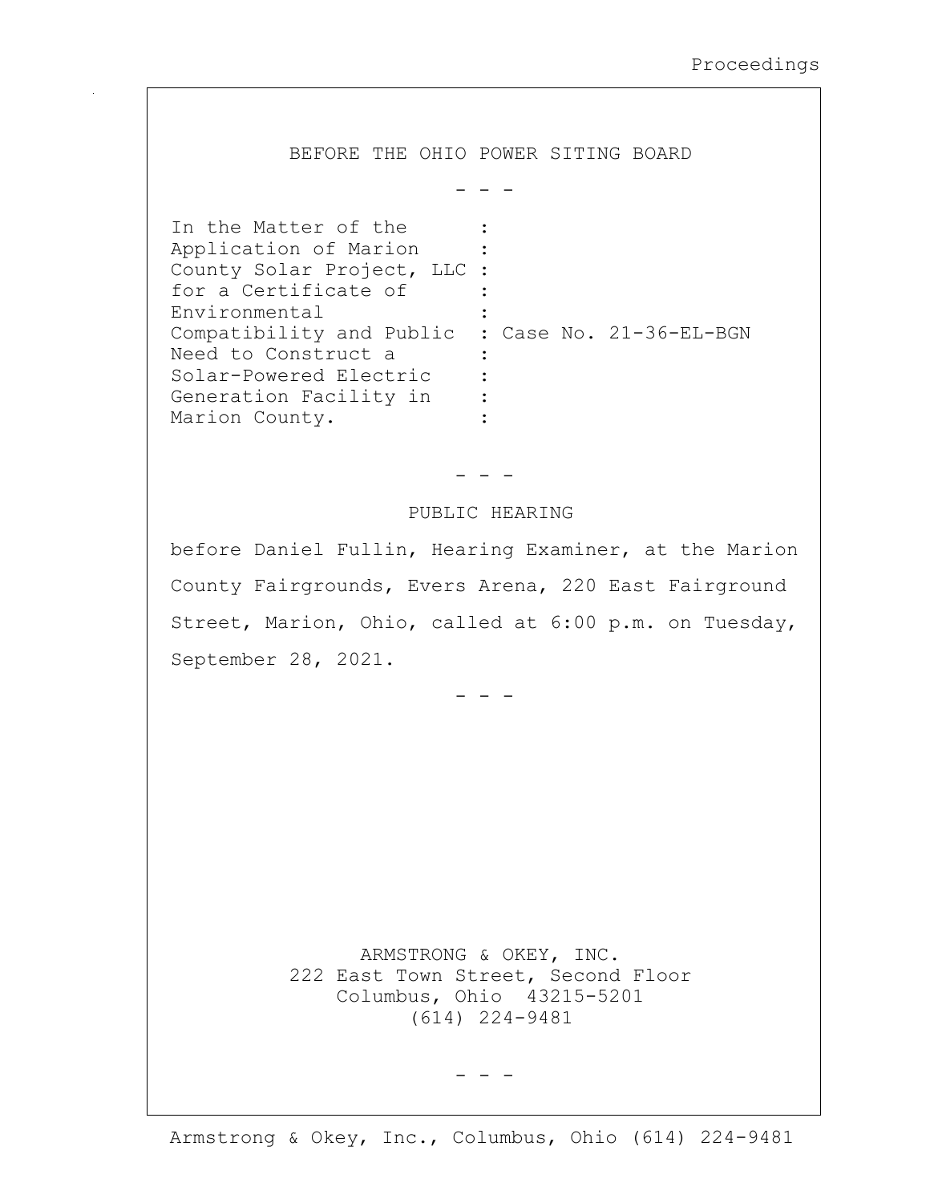BEFORE THE OHIO POWER SITING BOARD

\- - -

In the Matter of the Application of Marion County Solar Project, LLC for a Certificate of Environmental Compatibility and Public Need to Construct a Solar-Powered Electric Generation Facility in Marion County. : Case No. 21-36-EL-BGN

\- - -

PUBLIC HEARING

before Daniel Fullin, Hearing Examiner, at the Marion County Fairgrounds, Evers Arena, 220 East Fairground Street, Marion, Ohio, called at 6:00 p.m. on Tuesday, September 28, 2021.

\- - -

ARMSTRONG & OKEY, INC.
222 East Town Street, Second Floor
Columbus, Ohio 43215-5201
(614) 224-9481

\- - -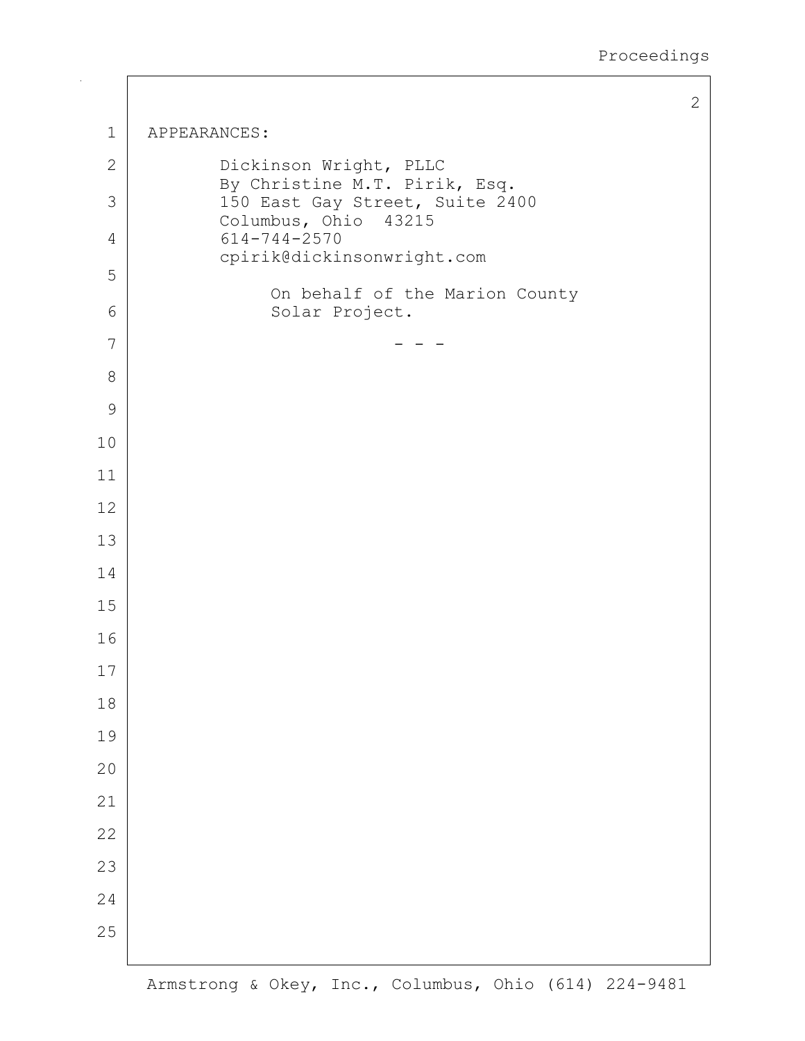APPEARANCES:

Dickinson Wright, PLLC
By Christine M.T. Pirik, Esq.
150 East Gay Street, Suite 2400
Columbus, Ohio 43215
614-744-2570
cpirik@dickinsonwright.com

On behalf of the Marion County Solar Project.

- - -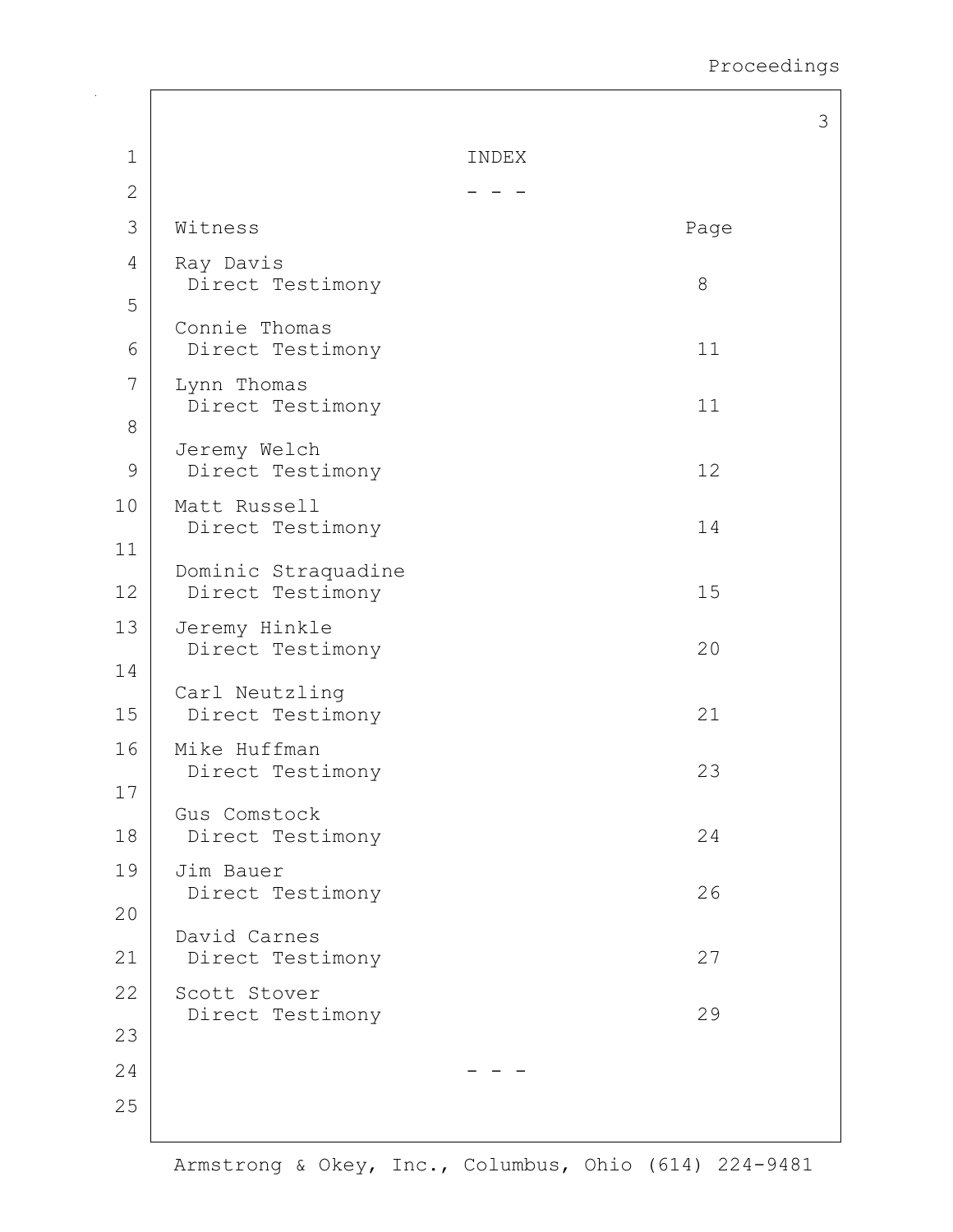# INDEX

- - -

| Witness | Page |
|---|---|
| Ray Davis<br>Direct Testimony | 8 |
| Connie Thomas<br>Direct Testimony | 11 |
| Lynn Thomas<br>Direct Testimony | 11 |
| Jeremy Welch<br>Direct Testimony | 12 |
| Matt Russell<br>Direct Testimony | 14 |
| Dominic Straquadine<br>Direct Testimony | 15 |
| Jeremy Hinkle<br>Direct Testimony | 20 |
| Carl Neutzling<br>Direct Testimony | 21 |
| Mike Huffman<br>Direct Testimony | 23 |
| Gus Comstock<br>Direct Testimony | 24 |
| Jim Bauer<br>Direct Testimony | 26 |
| David Carnes<br>Direct Testimony | 27 |
| Scott Stover<br>Direct Testimony | 29 |

- - -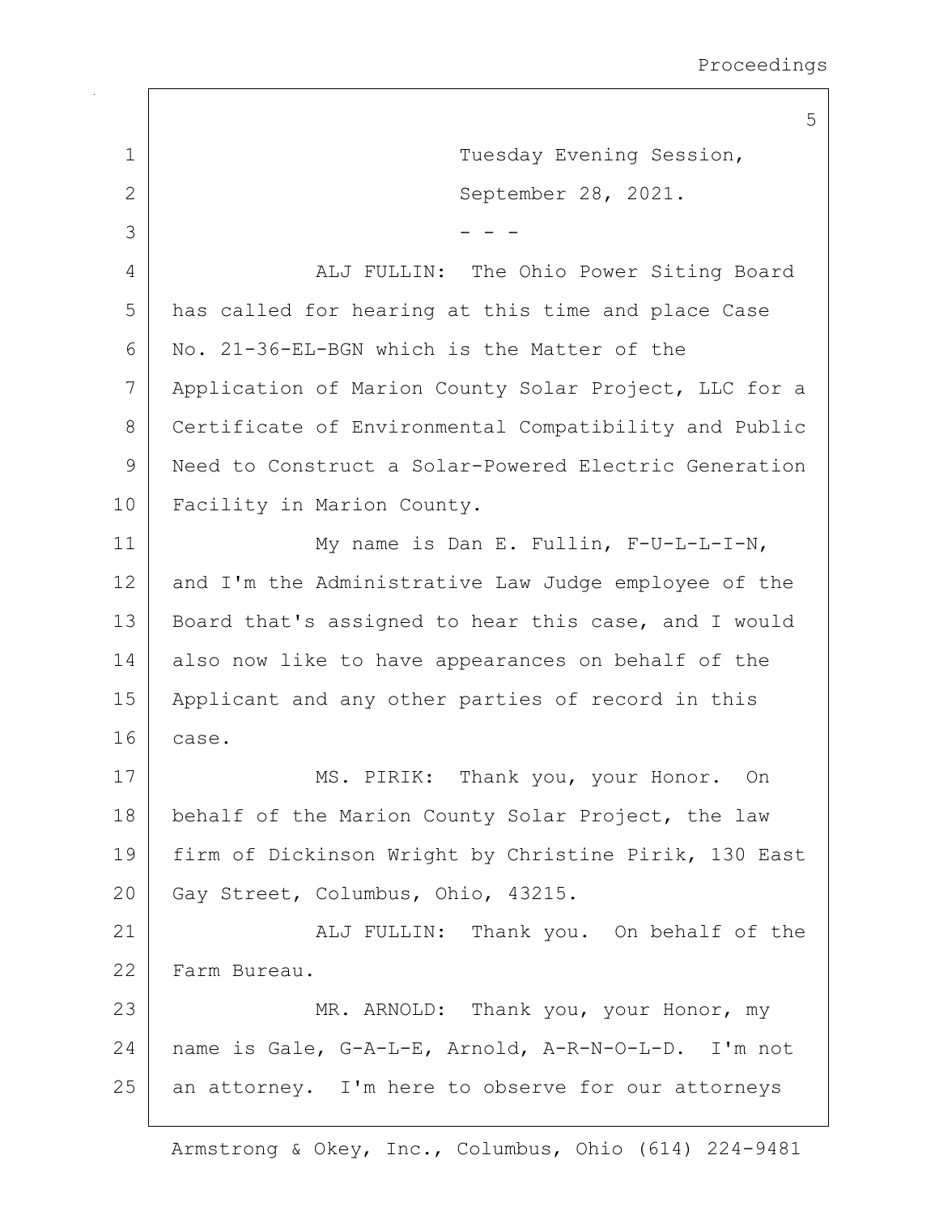Tuesday Evening Session,

September 28, 2021.

- - -

ALJ FULLIN: The Ohio Power Siting Board has called for hearing at this time and place Case No. 21-36-EL-BGN which is the Matter of the Application of Marion County Solar Project, LLC for a Certificate of Environmental Compatibility and Public Need to Construct a Solar-Powered Electric Generation Facility in Marion County.

My name is Dan E. Fullin, F-U-L-L-I-N, and I'm the Administrative Law Judge employee of the Board that's assigned to hear this case, and I would also now like to have appearances on behalf of the Applicant and any other parties of record in this case.

MS. PIRIK: Thank you, your Honor. On behalf of the Marion County Solar Project, the law firm of Dickinson Wright by Christine Pirik, 130 East Gay Street, Columbus, Ohio, 43215.

ALJ FULLIN: Thank you. On behalf of the Farm Bureau.

MR. ARNOLD: Thank you, your Honor, my name is Gale, G-A-L-E, Arnold, A-R-N-O-L-D. I'm not an attorney. I'm here to observe for our attorneys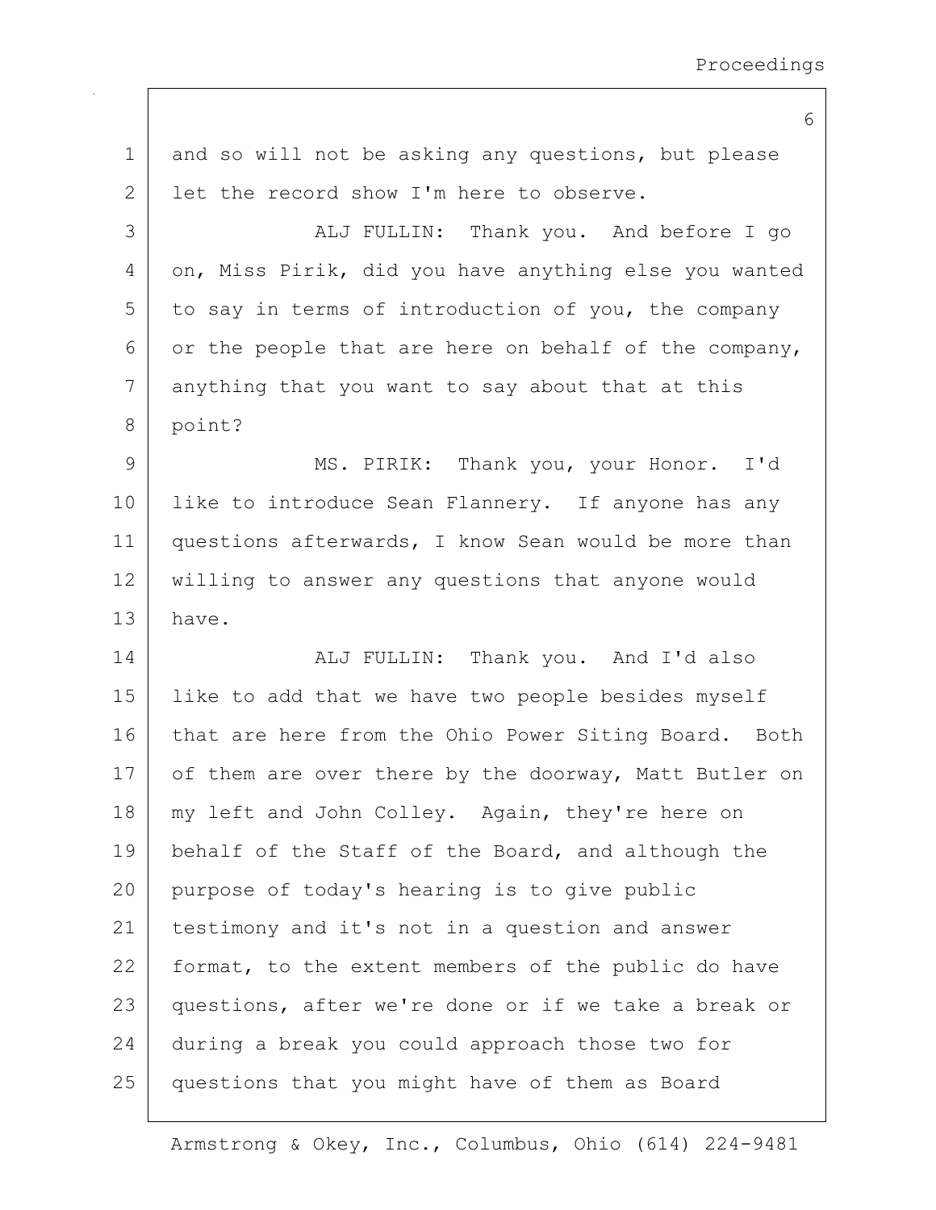and so will not be asking any questions, but please let the record show I'm here to observe.

ALJ FULLIN: Thank you. And before I go on, Miss Pirik, did you have anything else you wanted to say in terms of introduction of you, the company or the people that are here on behalf of the company, anything that you want to say about that at this point?

MS. PIRIK: Thank you, your Honor. I'd like to introduce Sean Flannery. If anyone has any questions afterwards, I know Sean would be more than willing to answer any questions that anyone would have.

ALJ FULLIN: Thank you. And I'd also like to add that we have two people besides myself that are here from the Ohio Power Siting Board. Both of them are over there by the doorway, Matt Butler on my left and John Colley. Again, they're here on behalf of the Staff of the Board, and although the purpose of today's hearing is to give public testimony and it's not in a question and answer format, to the extent members of the public do have questions, after we're done or if we take a break or during a break you could approach those two for questions that you might have of them as Board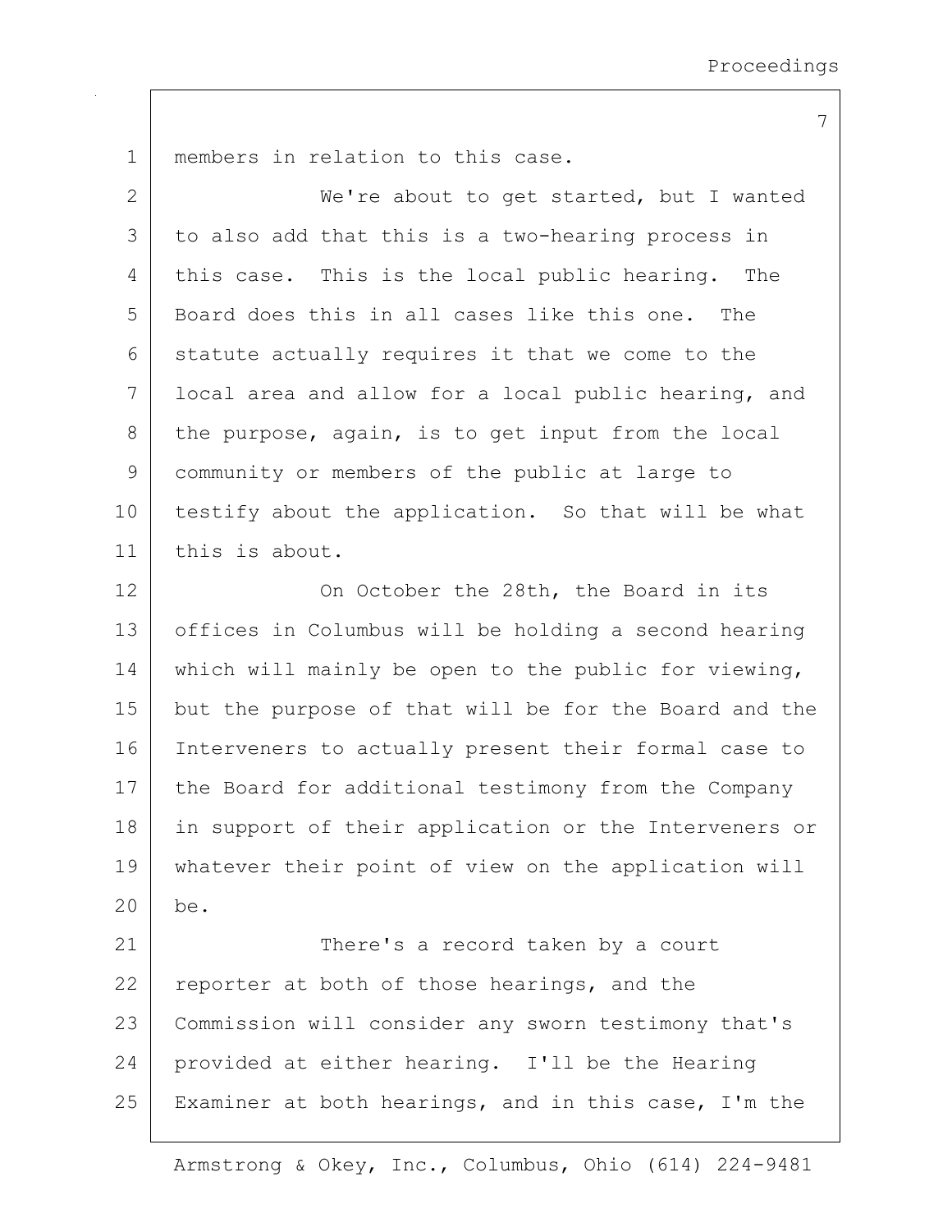members in relation to this case.

We're about to get started, but I wanted to also add that this is a two-hearing process in this case. This is the local public hearing. The Board does this in all cases like this one. The statute actually requires it that we come to the local area and allow for a local public hearing, and the purpose, again, is to get input from the local community or members of the public at large to testify about the application. So that will be what this is about.

On October the 28th, the Board in its offices in Columbus will be holding a second hearing which will mainly be open to the public for viewing, but the purpose of that will be for the Board and the Interveners to actually present their formal case to the Board for additional testimony from the Company in support of their application or the Interveners or whatever their point of view on the application will be.

There's a record taken by a court reporter at both of those hearings, and the Commission will consider any sworn testimony that's provided at either hearing. I'll be the Hearing Examiner at both hearings, and in this case, I'm the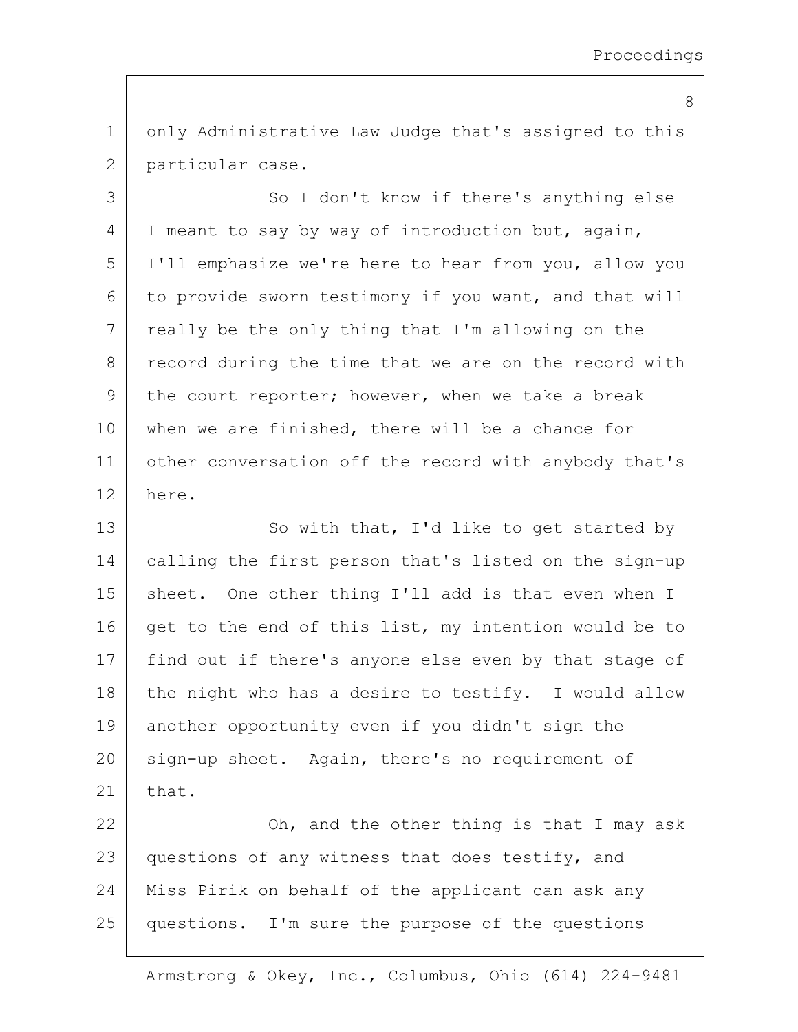only Administrative Law Judge that's assigned to this particular case.

So I don't know if there's anything else I meant to say by way of introduction but, again, I'll emphasize we're here to hear from you, allow you to provide sworn testimony if you want, and that will really be the only thing that I'm allowing on the record during the time that we are on the record with the court reporter; however, when we take a break when we are finished, there will be a chance for other conversation off the record with anybody that's here.

So with that, I'd like to get started by calling the first person that's listed on the sign-up sheet. One other thing I'll add is that even when I get to the end of this list, my intention would be to find out if there's anyone else even by that stage of the night who has a desire to testify. I would allow another opportunity even if you didn't sign the sign-up sheet. Again, there's no requirement of that.

Oh, and the other thing is that I may ask questions of any witness that does testify, and Miss Pirik on behalf of the applicant can ask any questions. I'm sure the purpose of the questions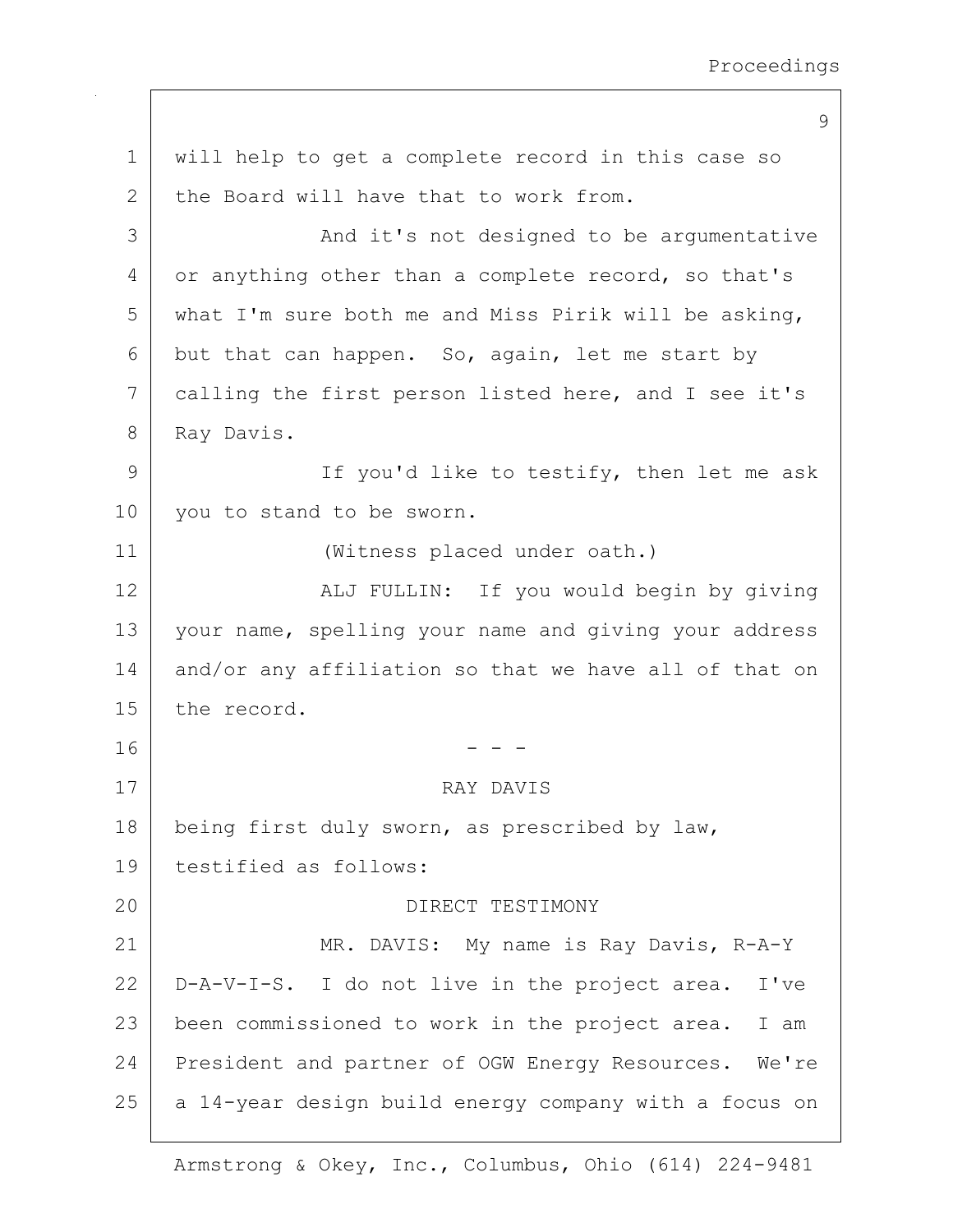will help to get a complete record in this case so the Board will have that to work from.

And it's not designed to be argumentative or anything other than a complete record, so that's what I'm sure both me and Miss Pirik will be asking, but that can happen. So, again, let me start by calling the first person listed here, and I see it's Ray Davis.

If you'd like to testify, then let me ask you to stand to be sworn.

(Witness placed under oath.)

ALJ FULLIN: If you would begin by giving your name, spelling your name and giving your address and/or any affiliation so that we have all of that on the record.

- - -

RAY DAVIS

being first duly sworn, as prescribed by law, testified as follows:

DIRECT TESTIMONY

MR. DAVIS: My name is Ray Davis, R-A-Y D-A-V-I-S. I do not live in the project area. I've been commissioned to work in the project area. I am President and partner of OGW Energy Resources. We're a 14-year design build energy company with a focus on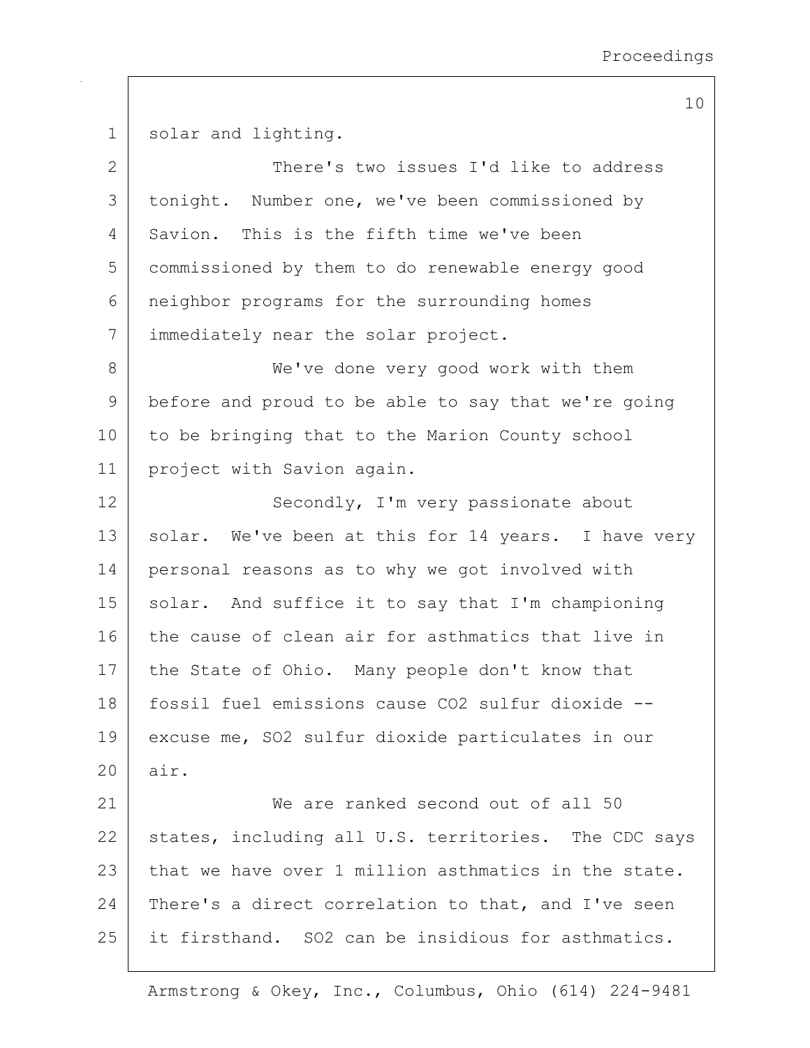solar and lighting.

There's two issues I'd like to address tonight. Number one, we've been commissioned by Savion. This is the fifth time we've been commissioned by them to do renewable energy good neighbor programs for the surrounding homes immediately near the solar project.

We've done very good work with them before and proud to be able to say that we're going to be bringing that to the Marion County school project with Savion again.

Secondly, I'm very passionate about solar. We've been at this for 14 years. I have very personal reasons as to why we got involved with solar. And suffice it to say that I'm championing the cause of clean air for asthmatics that live in the State of Ohio. Many people don't know that fossil fuel emissions cause $CO_2$ sulfur dioxide -- excuse me, $SO_2$ sulfur dioxide particulates in our air.

We are ranked second out of all 50 states, including all U.S. territories. The CDC says that we have over 1 million asthmatics in the state. There's a direct correlation to that, and I've seen it firsthand. $SO_2$ can be insidious for asthmatics.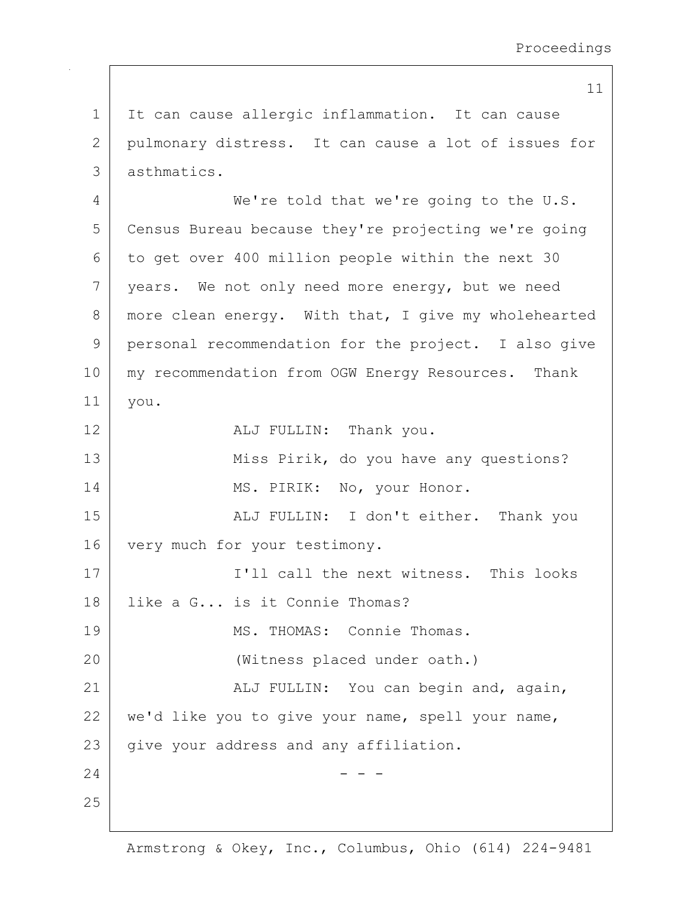It can cause allergic inflammation. It can cause pulmonary distress. It can cause a lot of issues for asthmatics.

We're told that we're going to the U.S. Census Bureau because they're projecting we're going to get over 400 million people within the next 30 years. We not only need more energy, but we need more clean energy. With that, I give my wholehearted personal recommendation for the project. I also give my recommendation from OGW Energy Resources. Thank you.

ALJ FULLIN: Thank you.

Miss Pirik, do you have any questions?

MS. PIRIK: No, your Honor.

ALJ FULLIN: I don't either. Thank you very much for your testimony.

I'll call the next witness. This looks like a G... is it Connie Thomas?

MS. THOMAS: Connie Thomas.

(Witness placed under oath.)

ALJ FULLIN: You can begin and, again, we'd like you to give your name, spell your name, give your address and any affiliation.

\- - -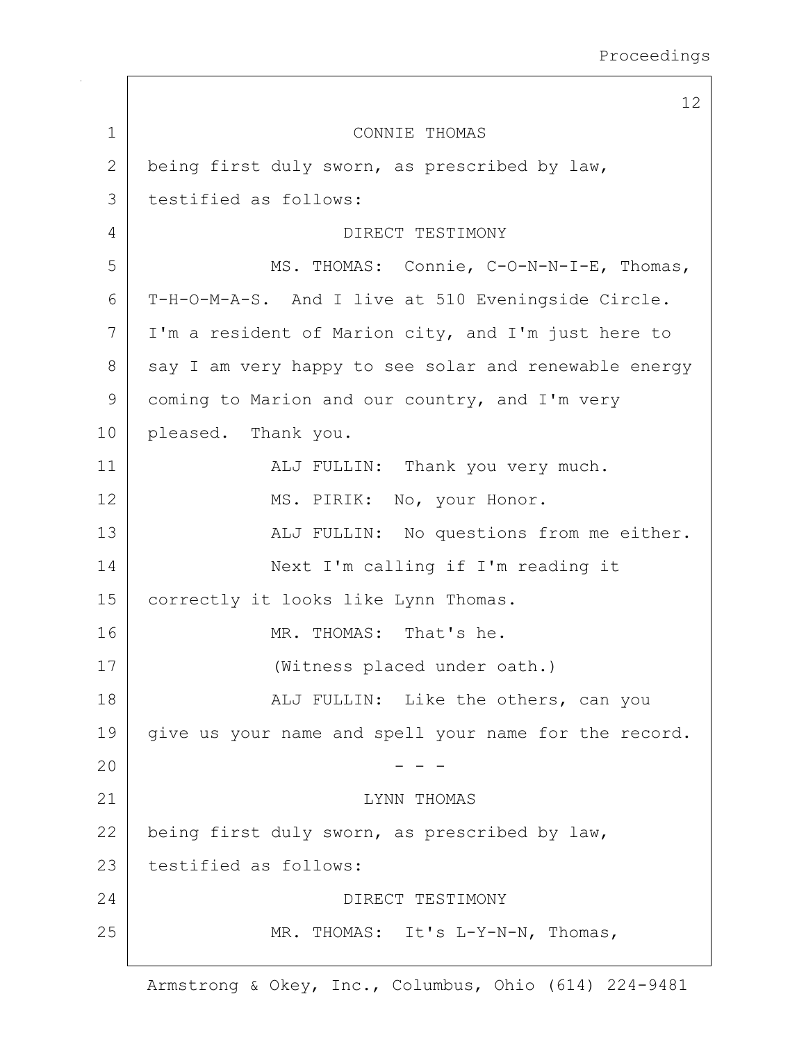CONNIE THOMAS

being first duly sworn, as prescribed by law, testified as follows:

DIRECT TESTIMONY

MS. THOMAS: Connie, C-O-N-N-I-E, Thomas, T-H-O-M-A-S. And I live at 510 Eveningside Circle. I'm a resident of Marion city, and I'm just here to say I am very happy to see solar and renewable energy coming to Marion and our country, and I'm very pleased. Thank you.

ALJ FULLIN: Thank you very much.

MS. PIRIK: No, your Honor.

ALJ FULLIN: No questions from me either.

Next I'm calling if I'm reading it correctly it looks like Lynn Thomas.

MR. THOMAS: That's he.

(Witness placed under oath.)

ALJ FULLIN: Like the others, can you give us your name and spell your name for the record.

\- - -

LYNN THOMAS

being first duly sworn, as prescribed by law, testified as follows:

DIRECT TESTIMONY

MR. THOMAS: It's L-Y-N-N, Thomas,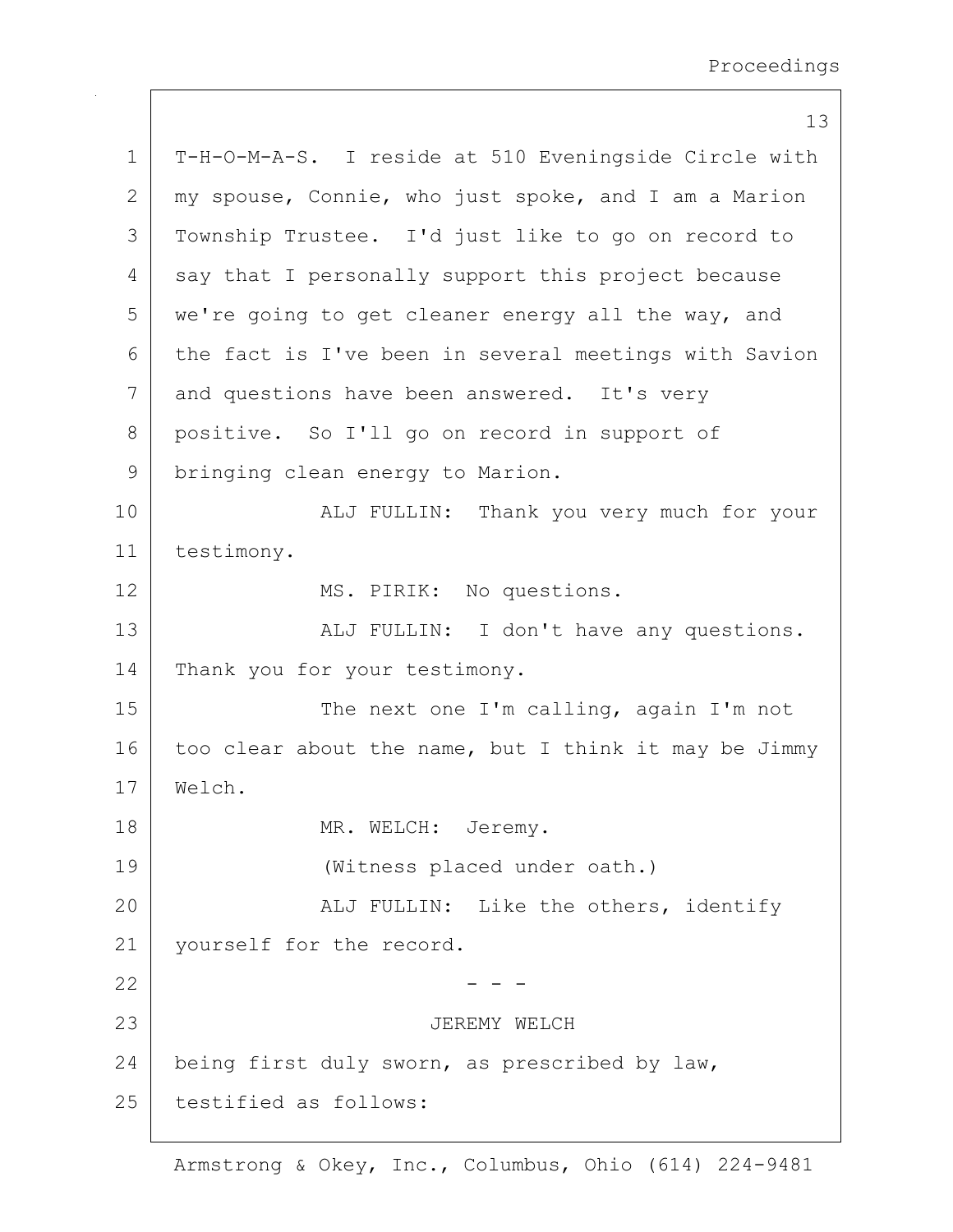T-H-O-M-A-S. I reside at 510 Eveningside Circle with my spouse, Connie, who just spoke, and I am a Marion Township Trustee. I'd just like to go on record to say that I personally support this project because we're going to get cleaner energy all the way, and the fact is I've been in several meetings with Savion and questions have been answered. It's very positive. So I'll go on record in support of bringing clean energy to Marion.

ALJ FULLIN: Thank you very much for your testimony.

MS. PIRIK: No questions.

ALJ FULLIN: I don't have any questions. Thank you for your testimony.

The next one I'm calling, again I'm not too clear about the name, but I think it may be Jimmy Welch.

MR. WELCH: Jeremy.

(Witness placed under oath.)

ALJ FULLIN: Like the others, identify yourself for the record.

\- - -

JEREMY WELCH

being first duly sworn, as prescribed by law, testified as follows: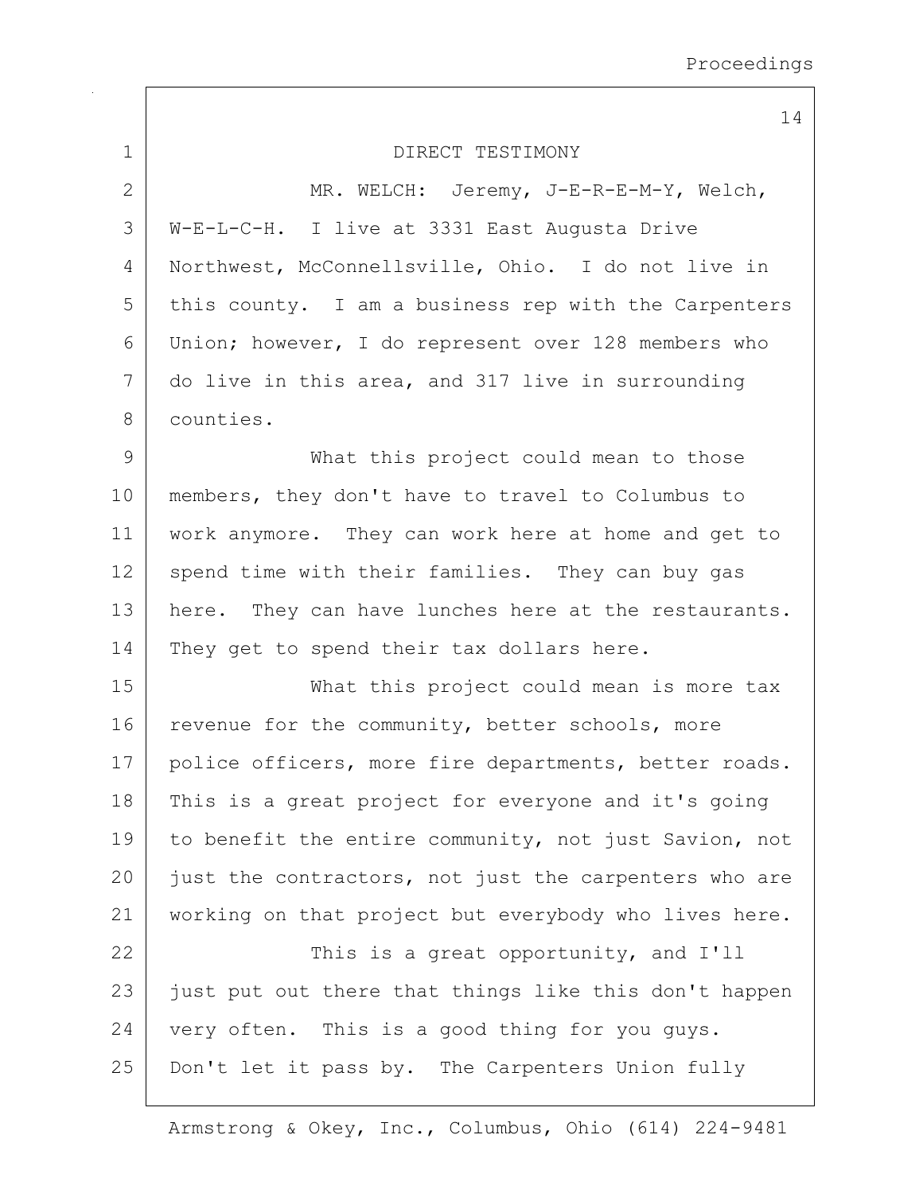DIRECT TESTIMONY

MR. WELCH: Jeremy, J-E-R-E-M-Y, Welch, W-E-L-C-H. I live at 3331 East Augusta Drive Northwest, McConnellsville, Ohio. I do not live in this county. I am a business rep with the Carpenters Union; however, I do represent over 128 members who do live in this area, and 317 live in surrounding counties.

What this project could mean to those members, they don't have to travel to Columbus to work anymore. They can work here at home and get to spend time with their families. They can buy gas here. They can have lunches here at the restaurants. They get to spend their tax dollars here.

What this project could mean is more tax revenue for the community, better schools, more police officers, more fire departments, better roads. This is a great project for everyone and it's going to benefit the entire community, not just Savion, not just the contractors, not just the carpenters who are working on that project but everybody who lives here.

This is a great opportunity, and I'll just put out there that things like this don't happen very often. This is a good thing for you guys. Don't let it pass by. The Carpenters Union fully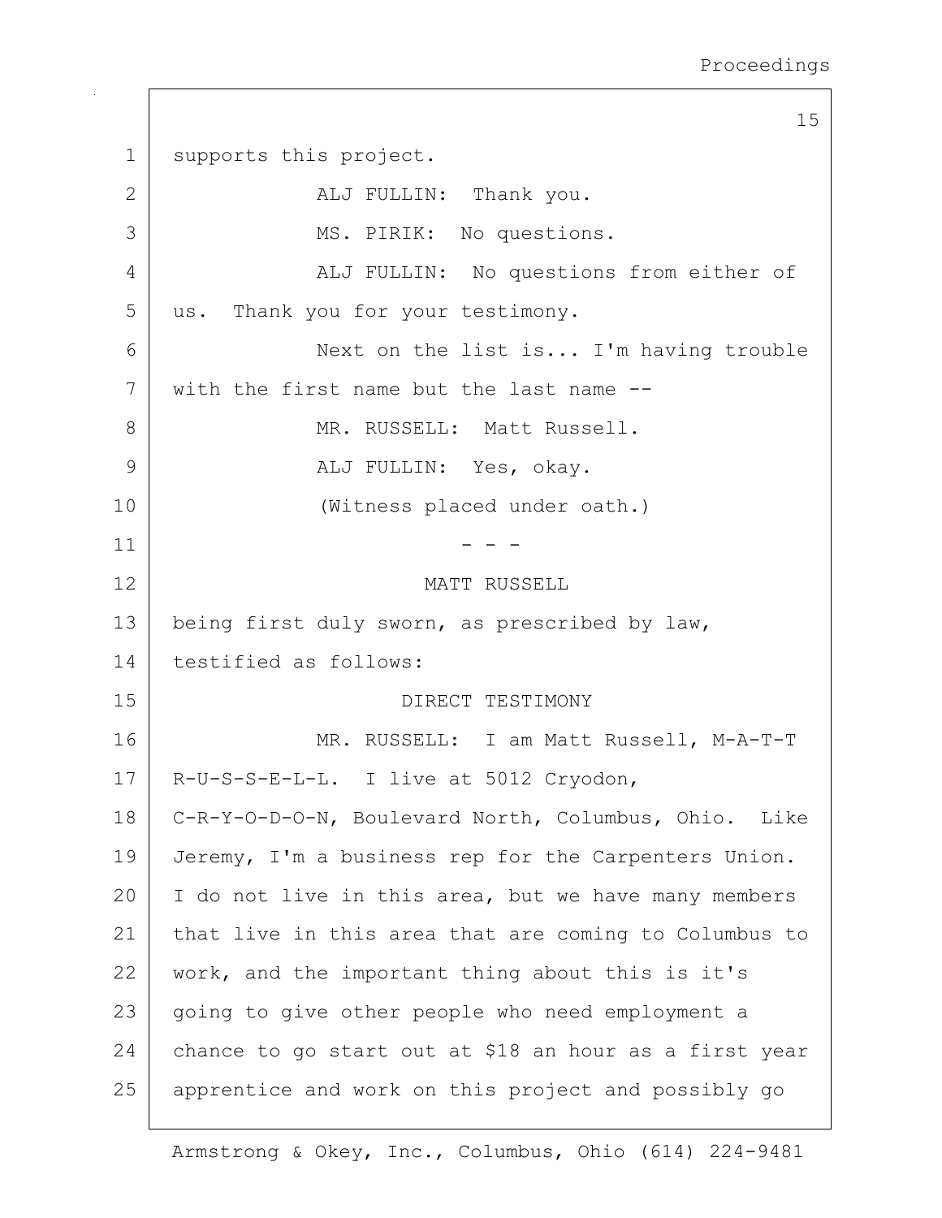supports this project.

ALJ FULLIN: Thank you.

MS. PIRIK: No questions.

ALJ FULLIN: No questions from either of us. Thank you for your testimony.

Next on the list is... I'm having trouble with the first name but the last name --

MR. RUSSELL: Matt Russell.

ALJ FULLIN: Yes, okay.

(Witness placed under oath.)

- - -

MATT RUSSELL

being first duly sworn, as prescribed by law, testified as follows:

DIRECT TESTIMONY

MR. RUSSELL: I am Matt Russell, M-A-T-T R-U-S-S-E-L-L. I live at 5012 Cryodon, C-R-Y-O-D-O-N, Boulevard North, Columbus, Ohio. Like Jeremy, I'm a business rep for the Carpenters Union. I do not live in this area, but we have many members that live in this area that are coming to Columbus to work, and the important thing about this is it's going to give other people who need employment a chance to go start out at $18 an hour as a first year apprentice and work on this project and possibly go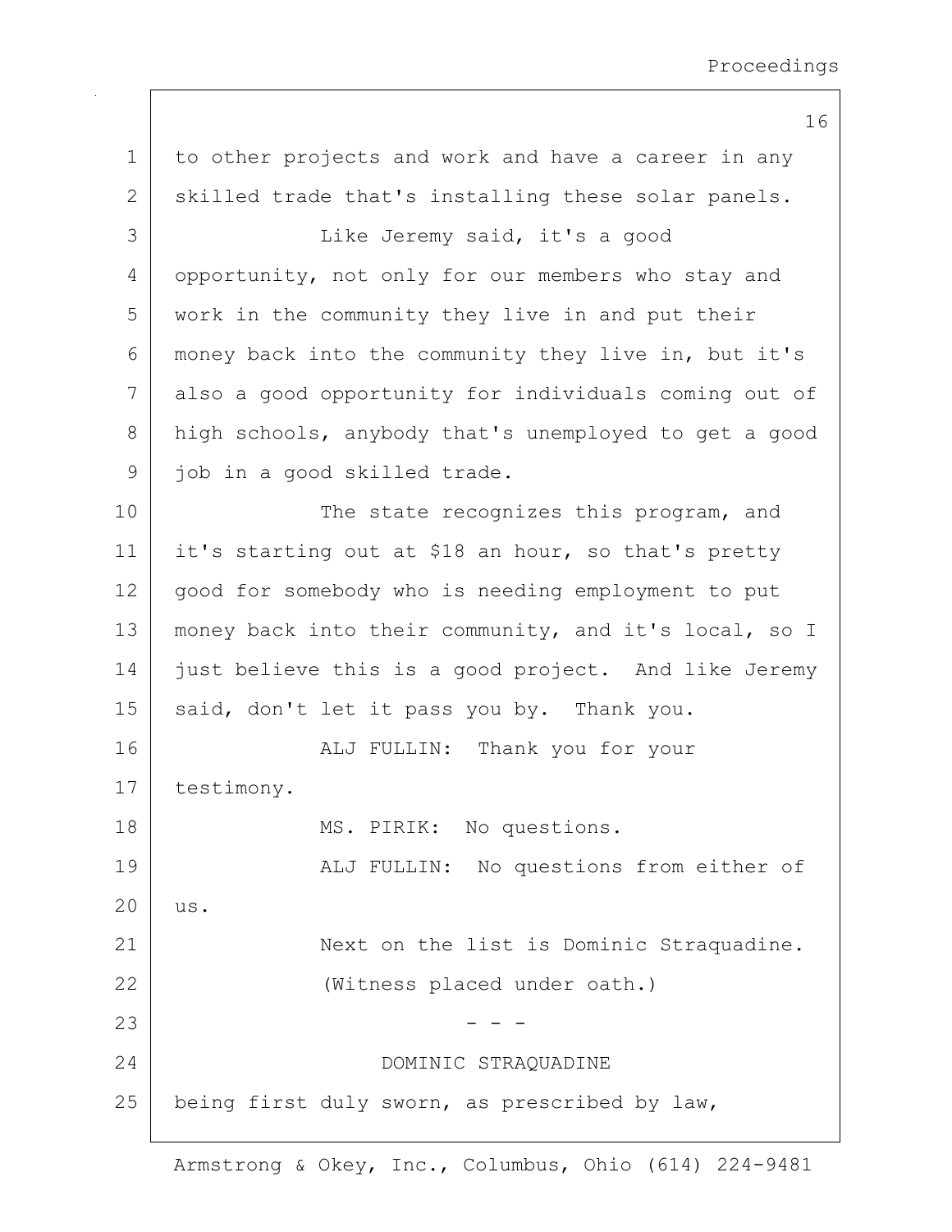to other projects and work and have a career in any skilled trade that's installing these solar panels.

Like Jeremy said, it's a good opportunity, not only for our members who stay and work in the community they live in and put their money back into the community they live in, but it's also a good opportunity for individuals coming out of high schools, anybody that's unemployed to get a good job in a good skilled trade.

The state recognizes this program, and it's starting out at $18 an hour, so that's pretty good for somebody who is needing employment to put money back into their community, and it's local, so I just believe this is a good project. And like Jeremy said, don't let it pass you by. Thank you.

ALJ FULLIN: Thank you for your testimony.

MS. PIRIK: No questions.

ALJ FULLIN: No questions from either of us.

Next on the list is Dominic Straquadine.

(Witness placed under oath.)

\- - -

DOMINIC STRAQUADINE

being first duly sworn, as prescribed by law,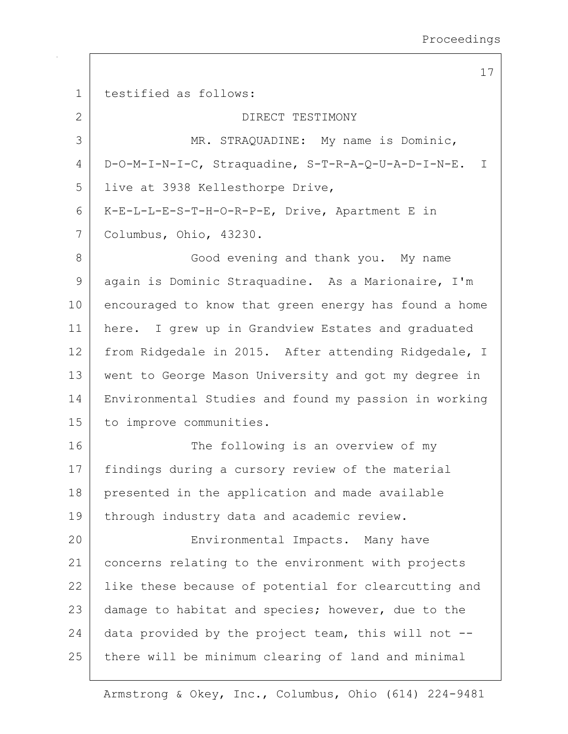testified as follows:

DIRECT TESTIMONY

MR. STRAQUADINE: My name is Dominic, D-O-M-I-N-I-C, Straquadine, S-T-R-A-Q-U-A-D-I-N-E. I live at 3938 Kellesthorpe Drive, K-E-L-L-E-S-T-H-O-R-P-E, Drive, Apartment E in Columbus, Ohio, 43230.

Good evening and thank you. My name again is Dominic Straquadine. As a Marionaire, I'm encouraged to know that green energy has found a home here. I grew up in Grandview Estates and graduated from Ridgedale in 2015. After attending Ridgedale, I went to George Mason University and got my degree in Environmental Studies and found my passion in working to improve communities.

The following is an overview of my findings during a cursory review of the material presented in the application and made available through industry data and academic review.

Environmental Impacts. Many have concerns relating to the environment with projects like these because of potential for clearcutting and damage to habitat and species; however, due to the data provided by the project team, this will not -- there will be minimum clearing of land and minimal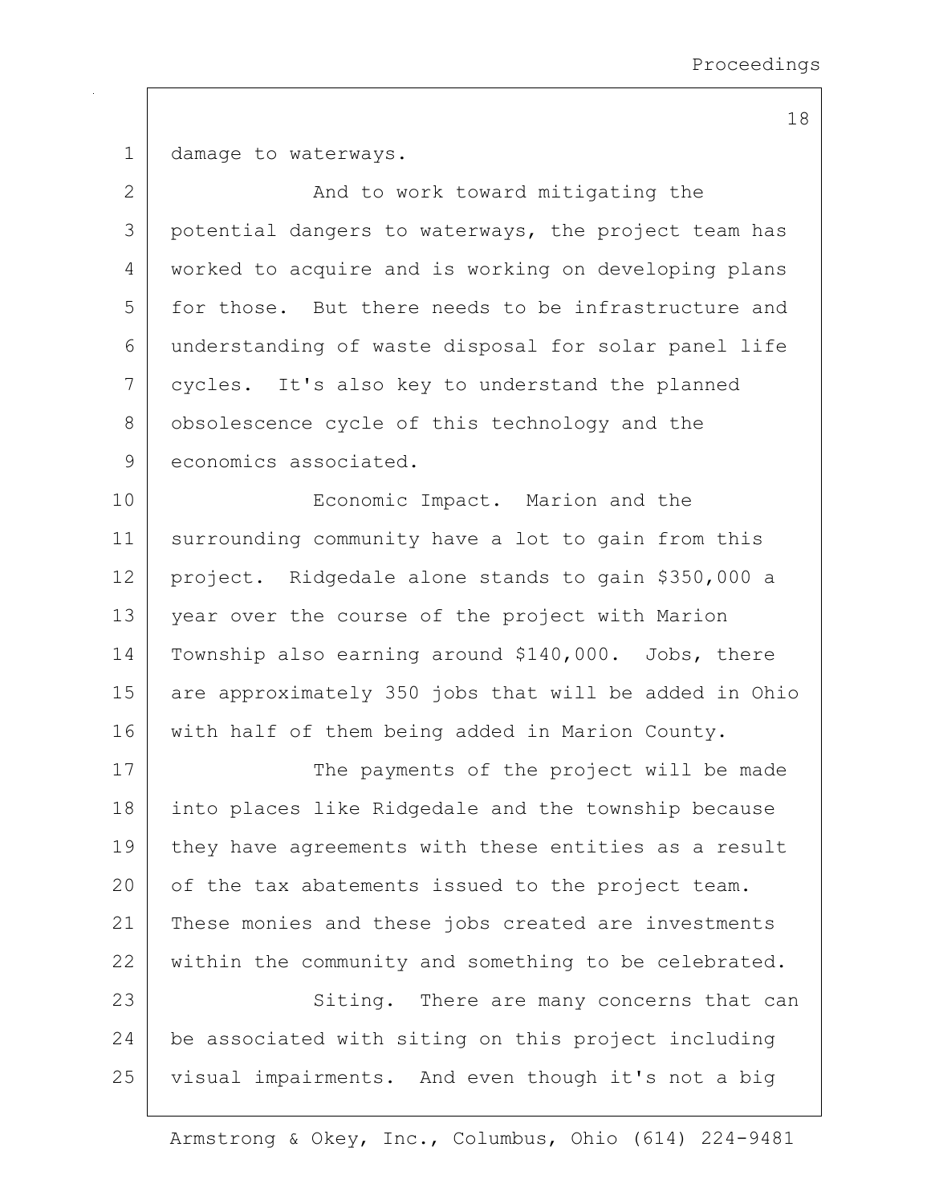damage to waterways.

And to work toward mitigating the potential dangers to waterways, the project team has worked to acquire and is working on developing plans for those. But there needs to be infrastructure and understanding of waste disposal for solar panel life cycles. It's also key to understand the planned obsolescence cycle of this technology and the economics associated.

Economic Impact. Marion and the surrounding community have a lot to gain from this project. Ridgedale alone stands to gain $350,000 a year over the course of the project with Marion Township also earning around $140,000. Jobs, there are approximately 350 jobs that will be added in Ohio with half of them being added in Marion County.

The payments of the project will be made into places like Ridgedale and the township because they have agreements with these entities as a result of the tax abatements issued to the project team. These monies and these jobs created are investments within the community and something to be celebrated.

Siting. There are many concerns that can be associated with siting on this project including visual impairments. And even though it's not a big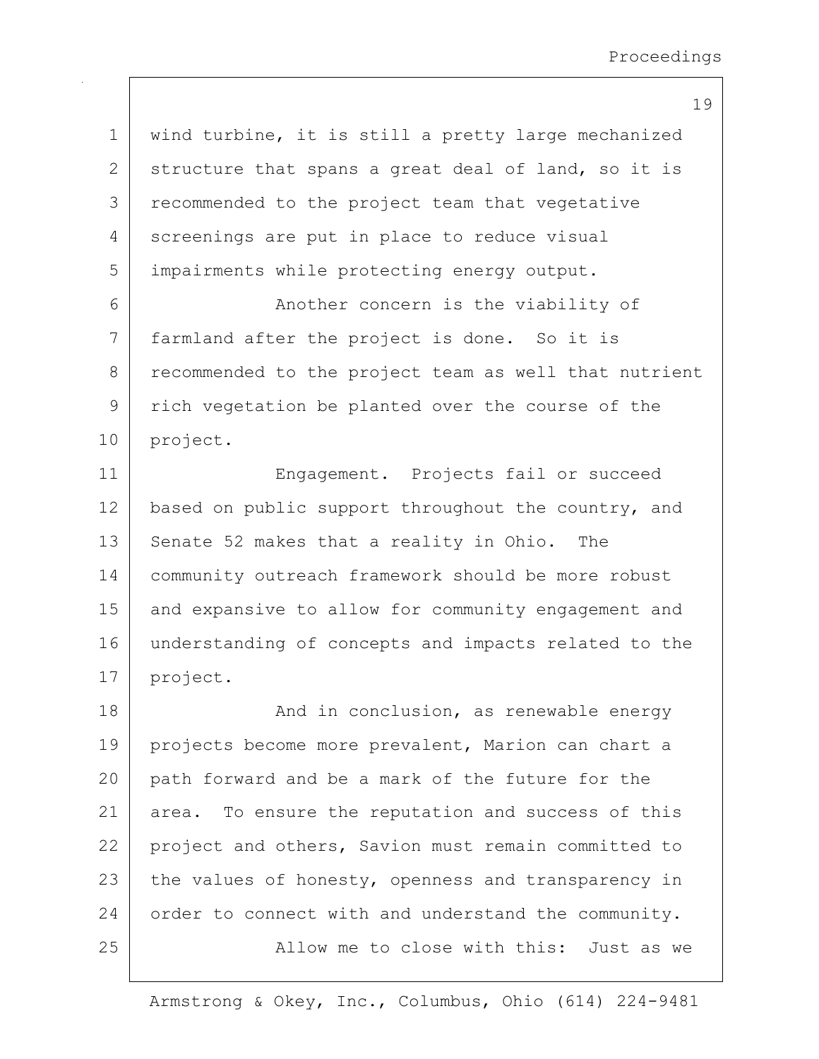wind turbine, it is still a pretty large mechanized structure that spans a great deal of land, so it is recommended to the project team that vegetative screenings are put in place to reduce visual impairments while protecting energy output.

Another concern is the viability of farmland after the project is done. So it is recommended to the project team as well that nutrient rich vegetation be planted over the course of the project.

Engagement. Projects fail or succeed based on public support throughout the country, and Senate 52 makes that a reality in Ohio. The community outreach framework should be more robust and expansive to allow for community engagement and understanding of concepts and impacts related to the project.

And in conclusion, as renewable energy projects become more prevalent, Marion can chart a path forward and be a mark of the future for the area. To ensure the reputation and success of this project and others, Savion must remain committed to the values of honesty, openness and transparency in order to connect with and understand the community.

Allow me to close with this: Just as we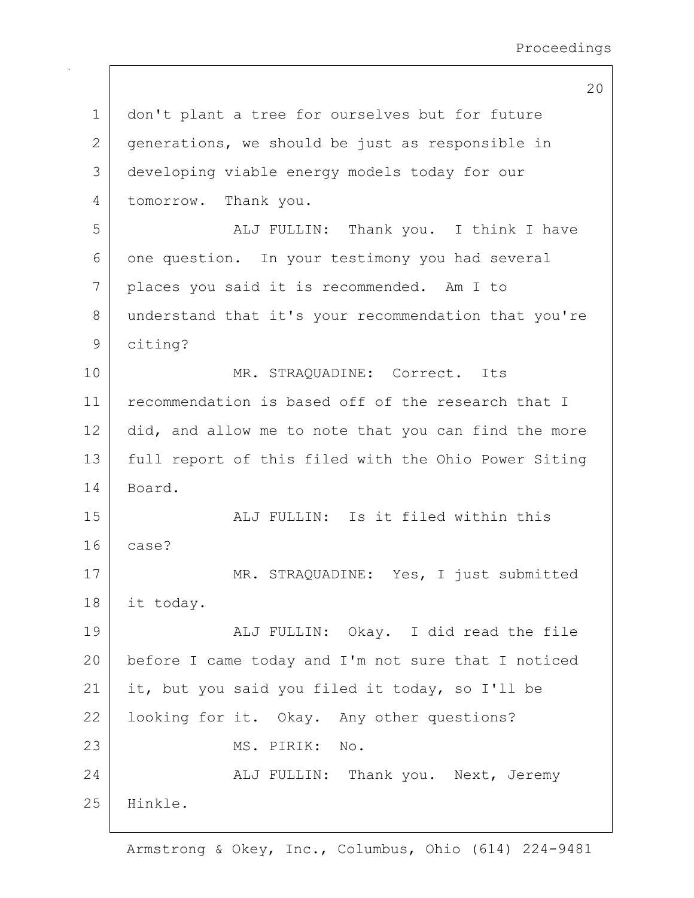don't plant a tree for ourselves but for future generations, we should be just as responsible in developing viable energy models today for our tomorrow. Thank you.

ALJ FULLIN: Thank you. I think I have one question. In your testimony you had several places you said it is recommended. Am I to understand that it's your recommendation that you're citing?

MR. STRAQUADINE: Correct. Its recommendation is based off of the research that I did, and allow me to note that you can find the more full report of this filed with the Ohio Power Siting Board.

ALJ FULLIN: Is it filed within this case?

MR. STRAQUADINE: Yes, I just submitted it today.

ALJ FULLIN: Okay. I did read the file before I came today and I'm not sure that I noticed it, but you said you filed it today, so I'll be looking for it. Okay. Any other questions?

MS. PIRIK: No.

ALJ FULLIN: Thank you. Next, Jeremy Hinkle.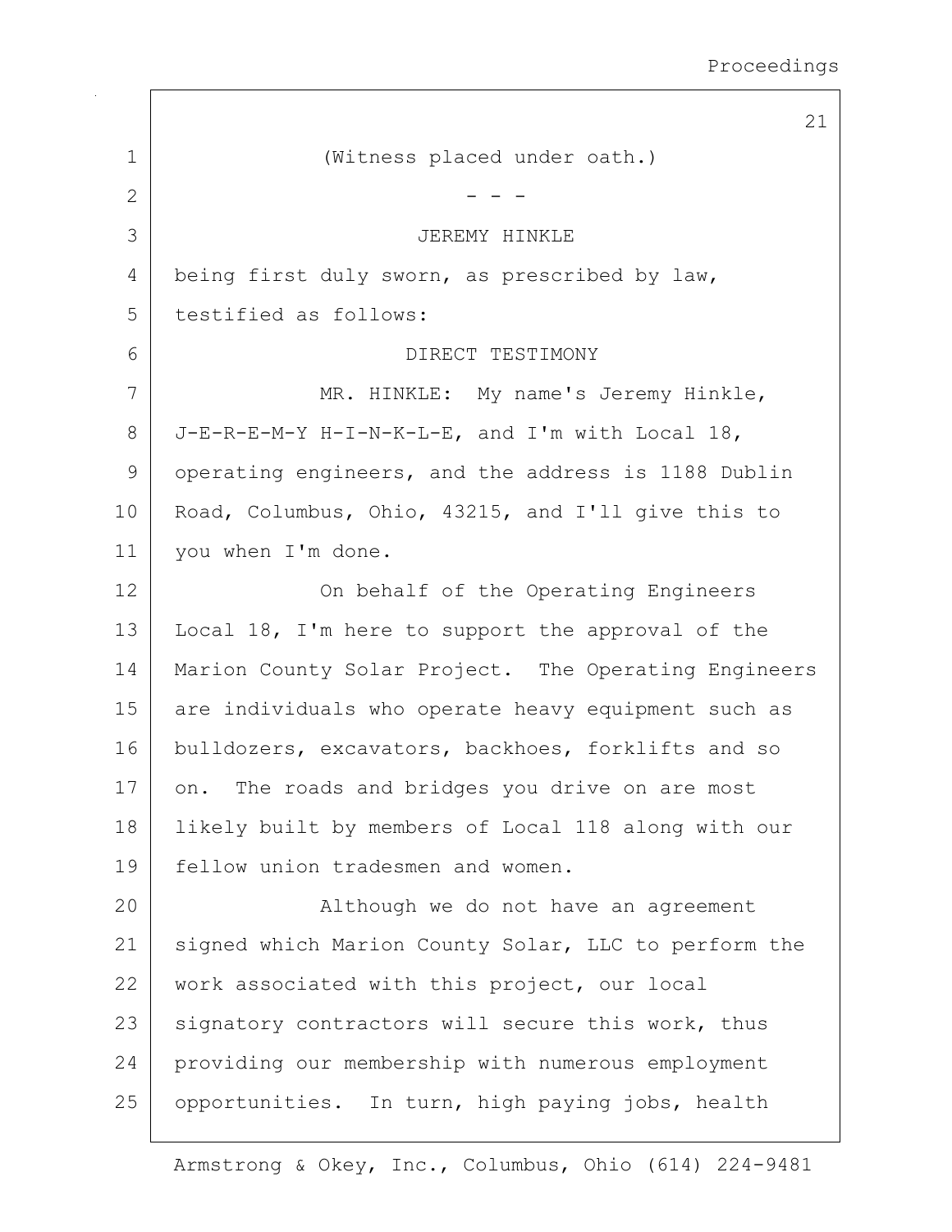(Witness placed under oath.)

- - -

JEREMY HINKLE

being first duly sworn, as prescribed by law, testified as follows:

DIRECT TESTIMONY

MR. HINKLE: My name's Jeremy Hinkle, J-E-R-E-M-Y H-I-N-K-L-E, and I'm with Local 18, operating engineers, and the address is 1188 Dublin Road, Columbus, Ohio, 43215, and I'll give this to you when I'm done.

On behalf of the Operating Engineers Local 18, I'm here to support the approval of the Marion County Solar Project. The Operating Engineers are individuals who operate heavy equipment such as bulldozers, excavators, backhoes, forklifts and so on. The roads and bridges you drive on are most likely built by members of Local 118 along with our fellow union tradesmen and women.

Although we do not have an agreement signed which Marion County Solar, LLC to perform the work associated with this project, our local signatory contractors will secure this work, thus providing our membership with numerous employment opportunities. In turn, high paying jobs, health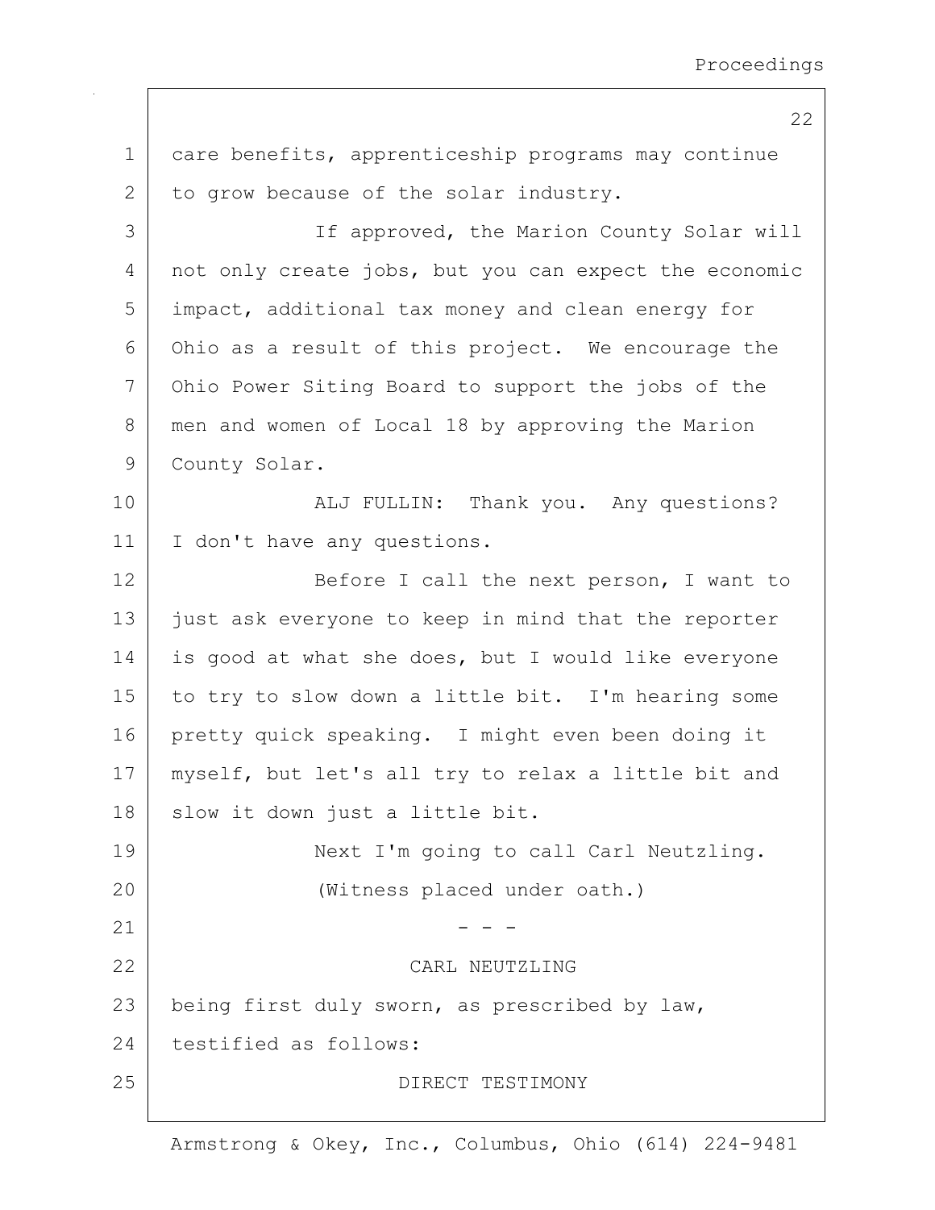care benefits, apprenticeship programs may continue to grow because of the solar industry.

If approved, the Marion County Solar will not only create jobs, but you can expect the economic impact, additional tax money and clean energy for Ohio as a result of this project. We encourage the Ohio Power Siting Board to support the jobs of the men and women of Local 18 by approving the Marion County Solar.

ALJ FULLIN: Thank you. Any questions? I don't have any questions.

Before I call the next person, I want to just ask everyone to keep in mind that the reporter is good at what she does, but I would like everyone to try to slow down a little bit. I'm hearing some pretty quick speaking. I might even been doing it myself, but let's all try to relax a little bit and slow it down just a little bit.

Next I'm going to call Carl Neutzling.

(Witness placed under oath.)

\- - -

CARL NEUTZLING

being first duly sworn, as prescribed by law, testified as follows:

DIRECT TESTIMONY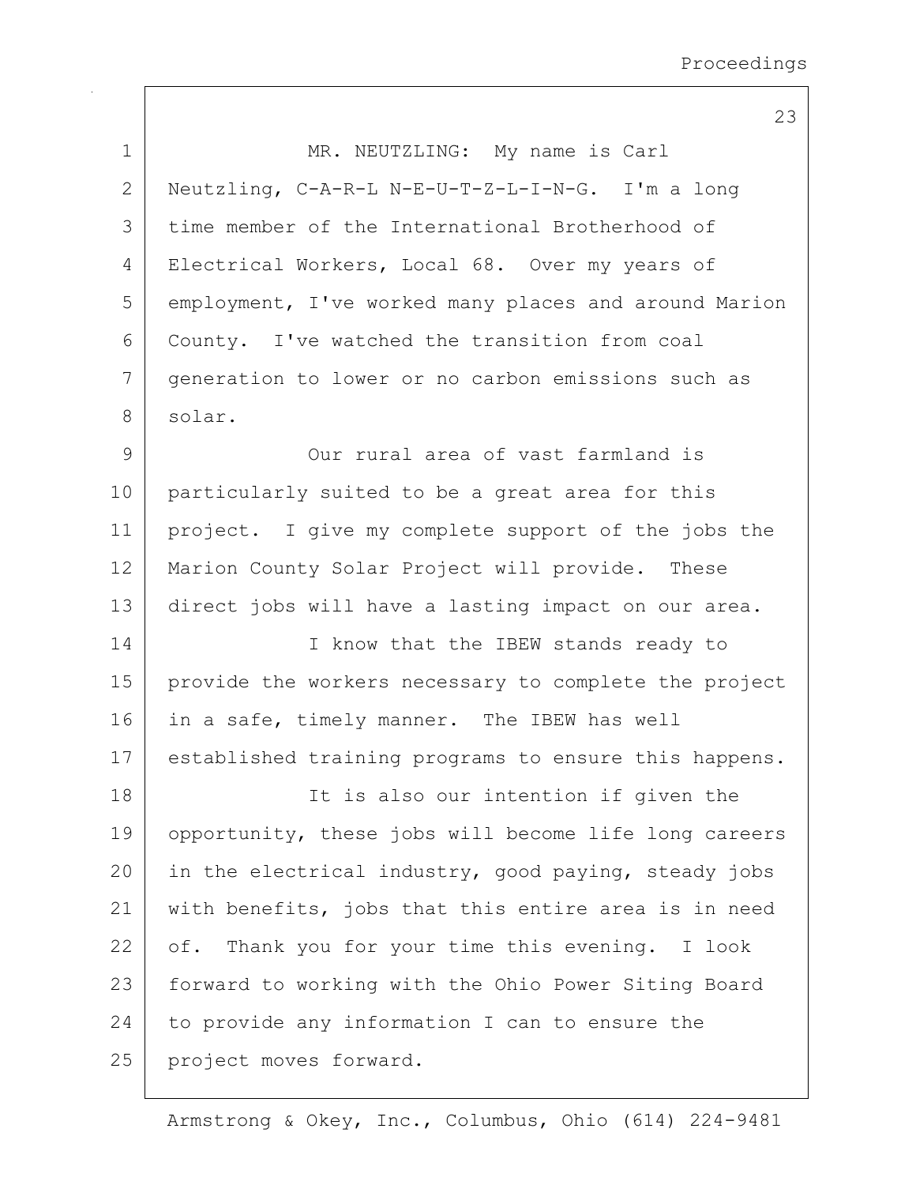MR. NEUTZLING: My name is Carl Neutzling, C-A-R-L N-E-U-T-Z-L-I-N-G. I'm a long time member of the International Brotherhood of Electrical Workers, Local 68. Over my years of employment, I've worked many places and around Marion County. I've watched the transition from coal generation to lower or no carbon emissions such as solar.

Our rural area of vast farmland is particularly suited to be a great area for this project. I give my complete support of the jobs the Marion County Solar Project will provide. These direct jobs will have a lasting impact on our area.

I know that the IBEW stands ready to provide the workers necessary to complete the project in a safe, timely manner. The IBEW has well established training programs to ensure this happens.

It is also our intention if given the opportunity, these jobs will become life long careers in the electrical industry, good paying, steady jobs with benefits, jobs that this entire area is in need of. Thank you for your time this evening. I look forward to working with the Ohio Power Siting Board to provide any information I can to ensure the project moves forward.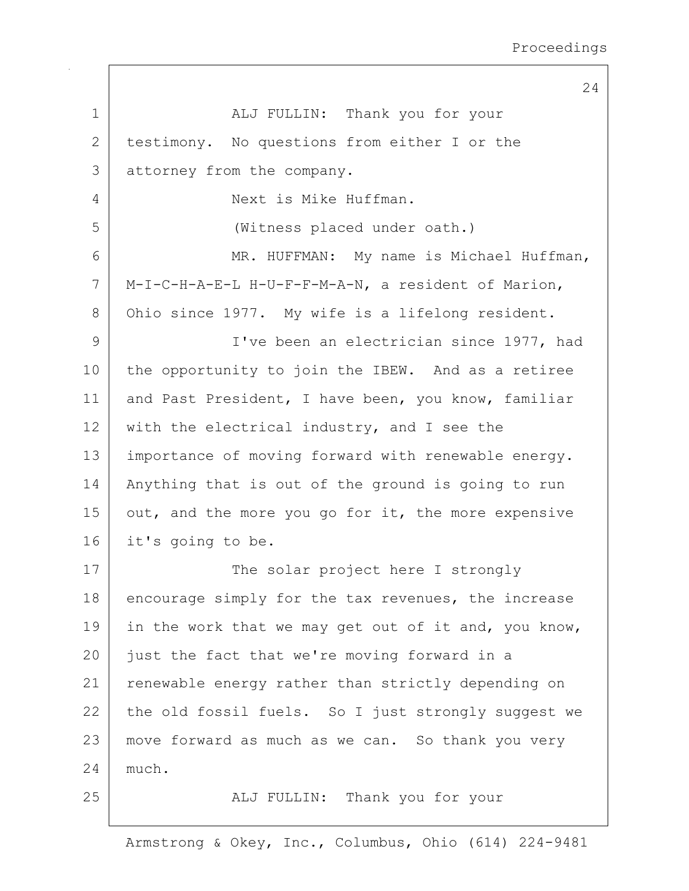ALJ FULLIN: Thank you for your testimony. No questions from either I or the attorney from the company.

Next is Mike Huffman.

(Witness placed under oath.)

MR. HUFFMAN: My name is Michael Huffman, M-I-C-H-A-E-L H-U-F-F-M-A-N, a resident of Marion, Ohio since 1977. My wife is a lifelong resident.

I've been an electrician since 1977, had the opportunity to join the IBEW. And as a retiree and Past President, I have been, you know, familiar with the electrical industry, and I see the importance of moving forward with renewable energy. Anything that is out of the ground is going to run out, and the more you go for it, the more expensive it's going to be.

The solar project here I strongly encourage simply for the tax revenues, the increase in the work that we may get out of it and, you know, just the fact that we're moving forward in a renewable energy rather than strictly depending on the old fossil fuels. So I just strongly suggest we move forward as much as we can. So thank you very much.

ALJ FULLIN: Thank you for your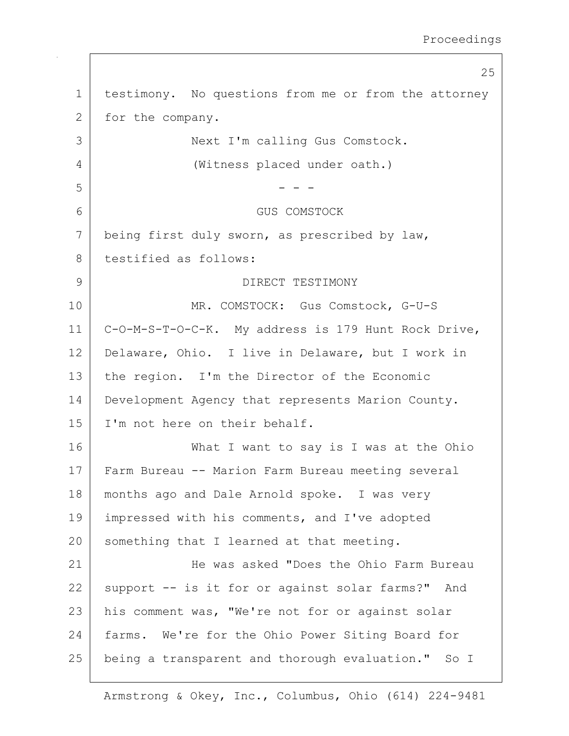testimony. No questions from me or from the attorney for the company.

Next I'm calling Gus Comstock.

(Witness placed under oath.)

\- - -

GUS COMSTOCK

being first duly sworn, as prescribed by law, testified as follows:

DIRECT TESTIMONY

MR. COMSTOCK: Gus Comstock, G-U-S C-O-M-S-T-O-C-K. My address is 179 Hunt Rock Drive, Delaware, Ohio. I live in Delaware, but I work in the region. I'm the Director of the Economic Development Agency that represents Marion County. I'm not here on their behalf.

What I want to say is I was at the Ohio Farm Bureau -- Marion Farm Bureau meeting several months ago and Dale Arnold spoke. I was very impressed with his comments, and I've adopted something that I learned at that meeting.

He was asked "Does the Ohio Farm Bureau support -- is it for or against solar farms?" And his comment was, "We're not for or against solar farms. We're for the Ohio Power Siting Board for being a transparent and thorough evaluation." So I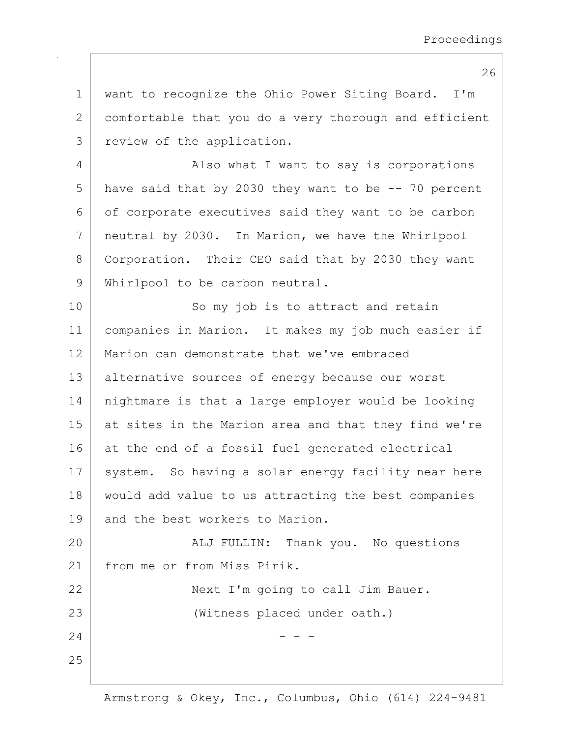want to recognize the Ohio Power Siting Board. I'm comfortable that you do a very thorough and efficient review of the application.

Also what I want to say is corporations have said that by 2030 they want to be -- 70 percent of corporate executives said they want to be carbon neutral by 2030. In Marion, we have the Whirlpool Corporation. Their CEO said that by 2030 they want Whirlpool to be carbon neutral.

So my job is to attract and retain companies in Marion. It makes my job much easier if Marion can demonstrate that we've embraced alternative sources of energy because our worst nightmare is that a large employer would be looking at sites in the Marion area and that they find we're at the end of a fossil fuel generated electrical system. So having a solar energy facility near here would add value to us attracting the best companies and the best workers to Marion.

ALJ FULLIN: Thank you. No questions from me or from Miss Pirik.

Next I'm going to call Jim Bauer.

(Witness placed under oath.)

- - -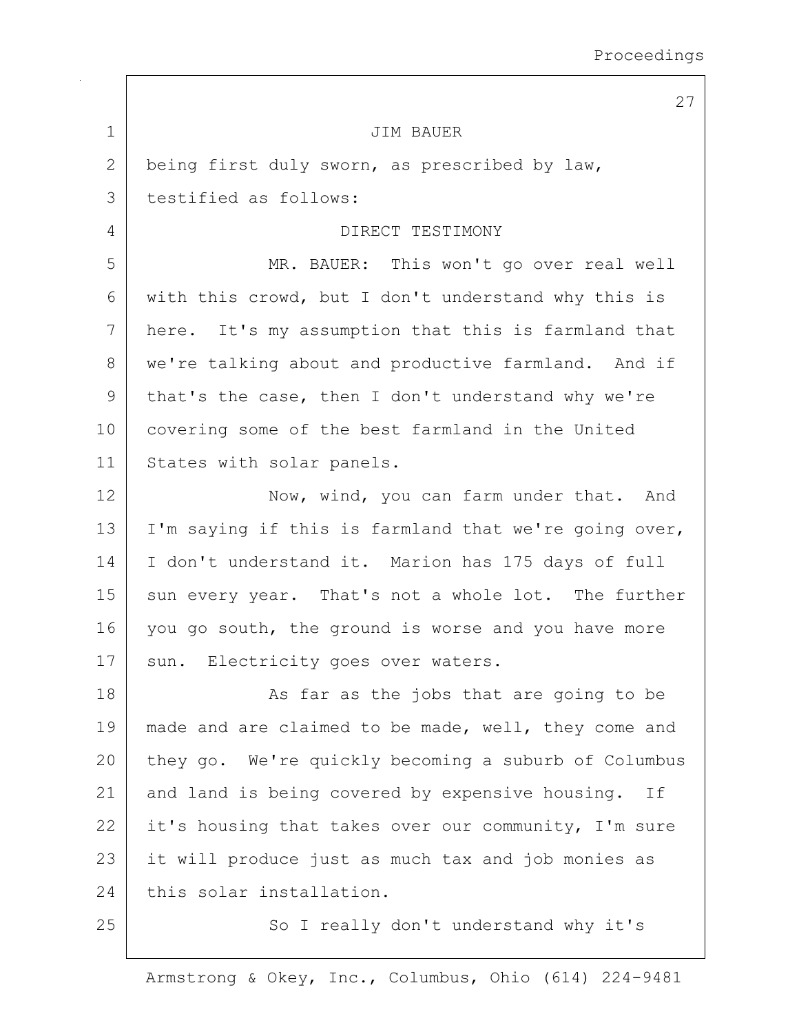JIM BAUER

being first duly sworn, as prescribed by law, testified as follows:

DIRECT TESTIMONY

MR. BAUER: This won't go over real well with this crowd, but I don't understand why this is here. It's my assumption that this is farmland that we're talking about and productive farmland. And if that's the case, then I don't understand why we're covering some of the best farmland in the United States with solar panels.

Now, wind, you can farm under that. And I'm saying if this is farmland that we're going over, I don't understand it. Marion has 175 days of full sun every year. That's not a whole lot. The further you go south, the ground is worse and you have more sun. Electricity goes over waters.

As far as the jobs that are going to be made and are claimed to be made, well, they come and they go. We're quickly becoming a suburb of Columbus and land is being covered by expensive housing. If it's housing that takes over our community, I'm sure it will produce just as much tax and job monies as this solar installation.

So I really don't understand why it's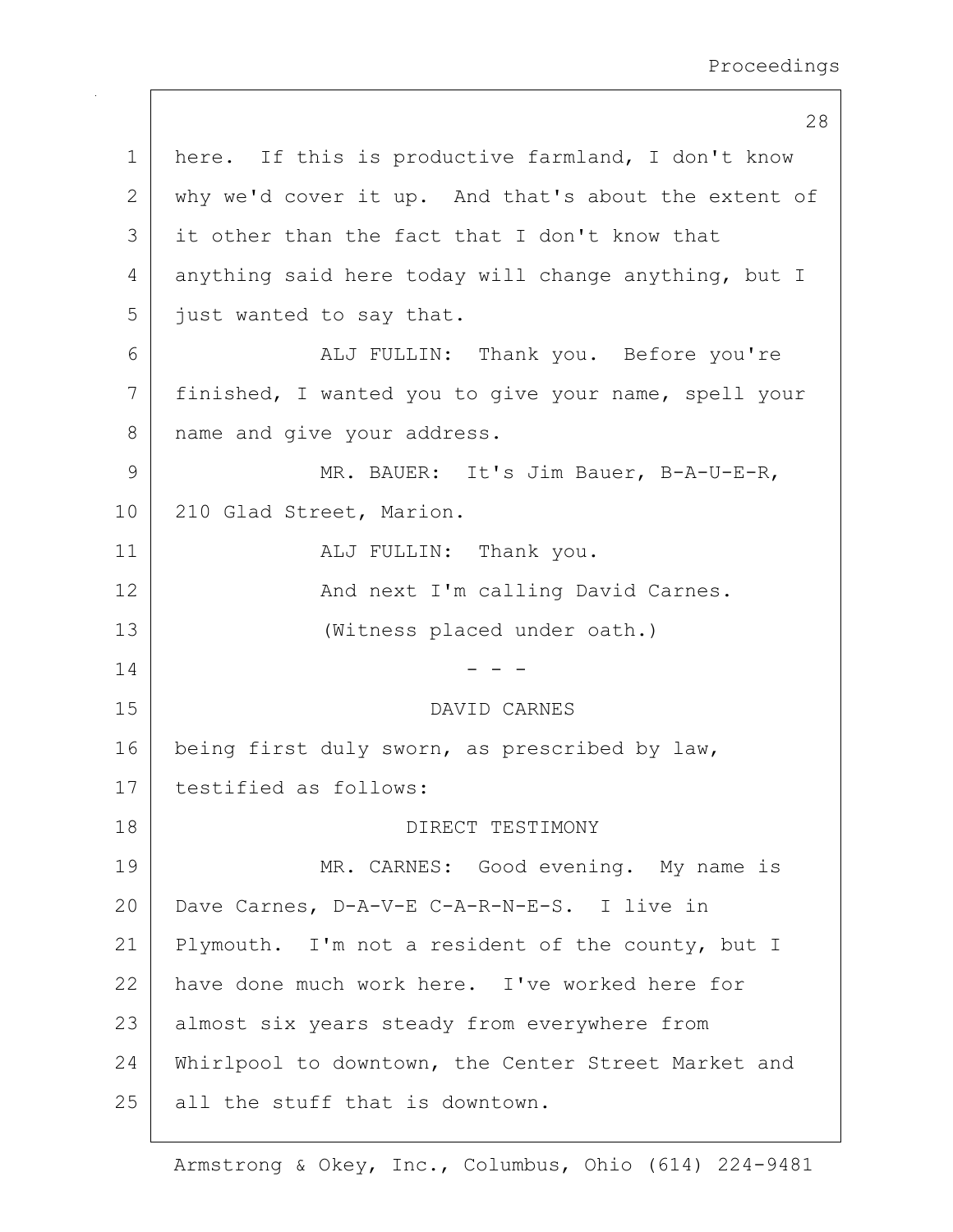here. If this is productive farmland, I don't know why we'd cover it up. And that's about the extent of it other than the fact that I don't know that anything said here today will change anything, but I just wanted to say that.

ALJ FULLIN: Thank you. Before you're finished, I wanted you to give your name, spell your name and give your address.

MR. BAUER: It's Jim Bauer, B-A-U-E-R, 210 Glad Street, Marion.

ALJ FULLIN: Thank you.

And next I'm calling David Carnes.

(Witness placed under oath.)

- - -

DAVID CARNES

being first duly sworn, as prescribed by law, testified as follows:

DIRECT TESTIMONY

MR. CARNES: Good evening. My name is Dave Carnes, D-A-V-E C-A-R-N-E-S. I live in Plymouth. I'm not a resident of the county, but I have done much work here. I've worked here for almost six years steady from everywhere from Whirlpool to downtown, the Center Street Market and all the stuff that is downtown.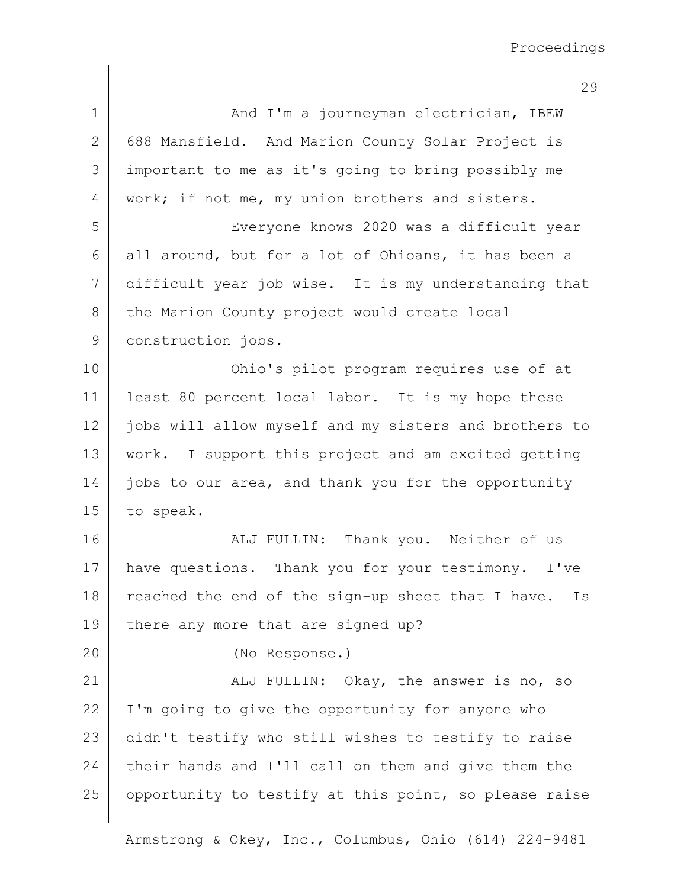And I'm a journeyman electrician, IBEW 688 Mansfield. And Marion County Solar Project is important to me as it's going to bring possibly me work; if not me, my union brothers and sisters.

Everyone knows 2020 was a difficult year all around, but for a lot of Ohioans, it has been a difficult year job wise. It is my understanding that the Marion County project would create local construction jobs.

Ohio's pilot program requires use of at least 80 percent local labor. It is my hope these jobs will allow myself and my sisters and brothers to work. I support this project and am excited getting jobs to our area, and thank you for the opportunity to speak.

ALJ FULLIN: Thank you. Neither of us have questions. Thank you for your testimony. I've reached the end of the sign-up sheet that I have. Is there any more that are signed up?

(No Response.)

ALJ FULLIN: Okay, the answer is no, so I'm going to give the opportunity for anyone who didn't testify who still wishes to testify to raise their hands and I'll call on them and give them the opportunity to testify at this point, so please raise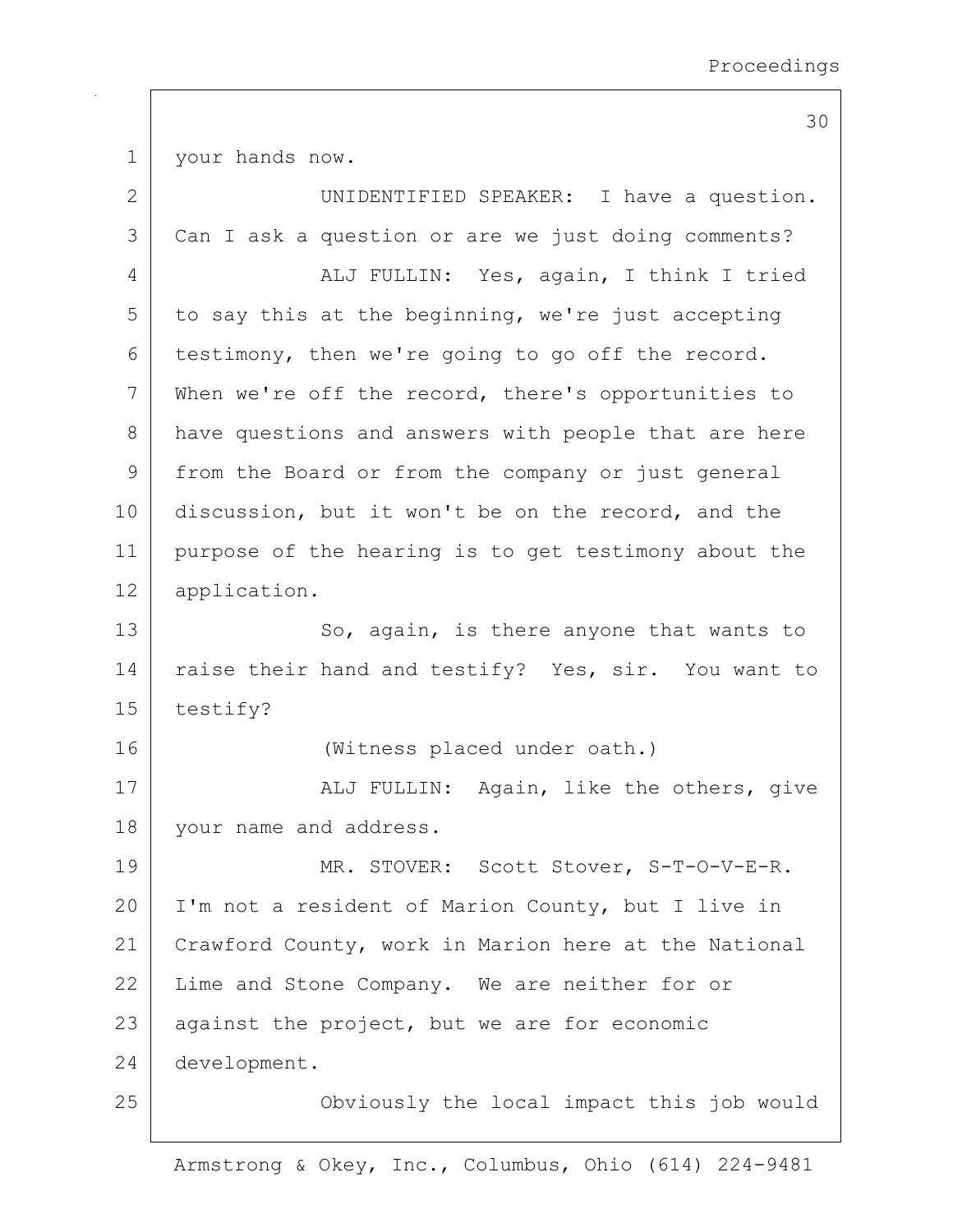your hands now.

UNIDENTIFIED SPEAKER: I have a question. Can I ask a question or are we just doing comments?

ALJ FULLIN: Yes, again, I think I tried to say this at the beginning, we're just accepting testimony, then we're going to go off the record. When we're off the record, there's opportunities to have questions and answers with people that are here from the Board or from the company or just general discussion, but it won't be on the record, and the purpose of the hearing is to get testimony about the application.

So, again, is there anyone that wants to raise their hand and testify? Yes, sir. You want to testify?

(Witness placed under oath.)

ALJ FULLIN: Again, like the others, give your name and address.

MR. STOVER: Scott Stover, S-T-O-V-E-R. I'm not a resident of Marion County, but I live in Crawford County, work in Marion here at the National Lime and Stone Company. We are neither for or against the project, but we are for economic development.

Obviously the local impact this job would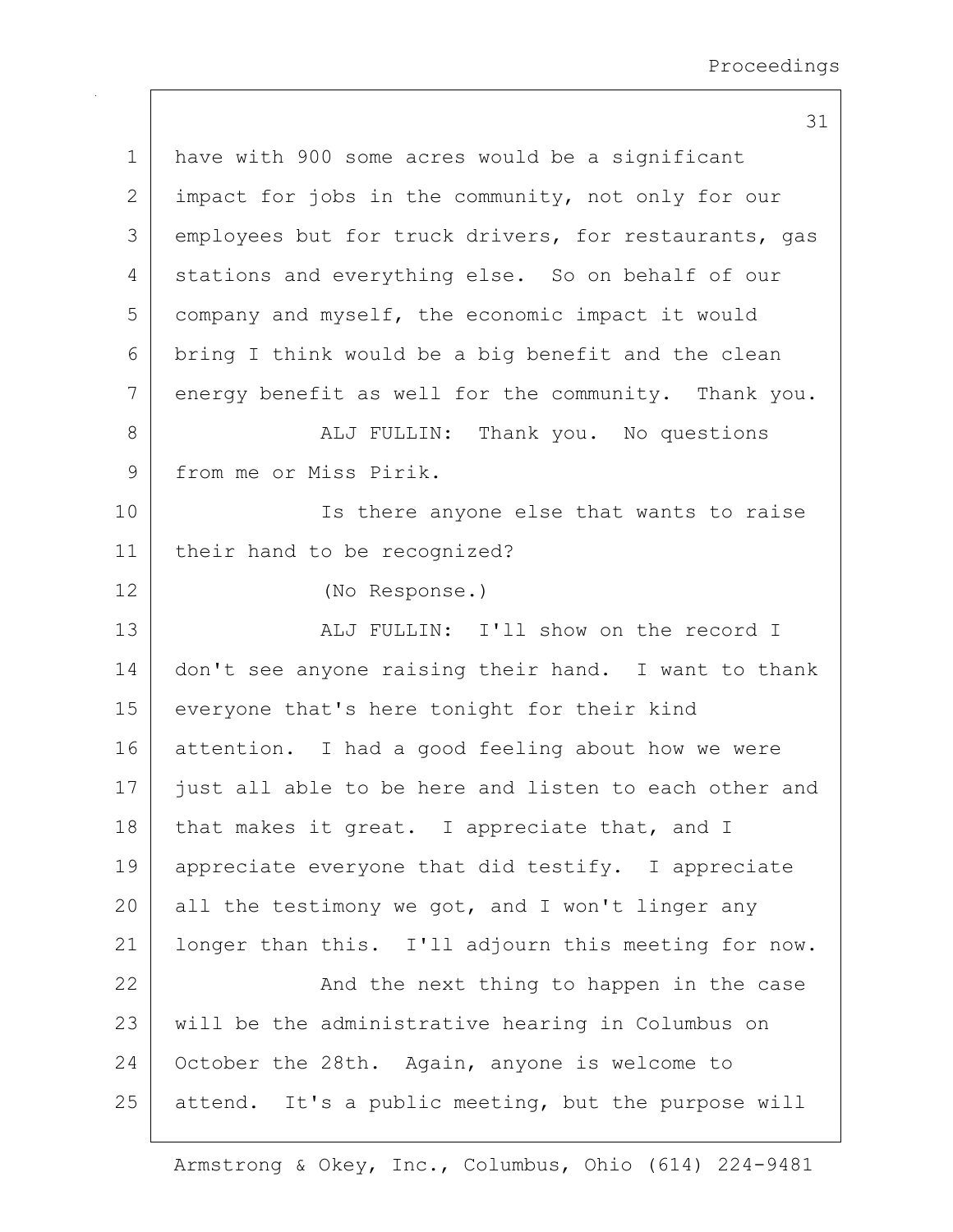have with 900 some acres would be a significant impact for jobs in the community, not only for our employees but for truck drivers, for restaurants, gas stations and everything else. So on behalf of our company and myself, the economic impact it would bring I think would be a big benefit and the clean energy benefit as well for the community. Thank you.

ALJ FULLIN: Thank you. No questions from me or Miss Pirik.

Is there anyone else that wants to raise their hand to be recognized?

(No Response.)

ALJ FULLIN: I'll show on the record I don't see anyone raising their hand. I want to thank everyone that's here tonight for their kind attention. I had a good feeling about how we were just all able to be here and listen to each other and that makes it great. I appreciate that, and I appreciate everyone that did testify. I appreciate all the testimony we got, and I won't linger any longer than this. I'll adjourn this meeting for now.

And the next thing to happen in the case will be the administrative hearing in Columbus on October the 28th. Again, anyone is welcome to attend. It's a public meeting, but the purpose will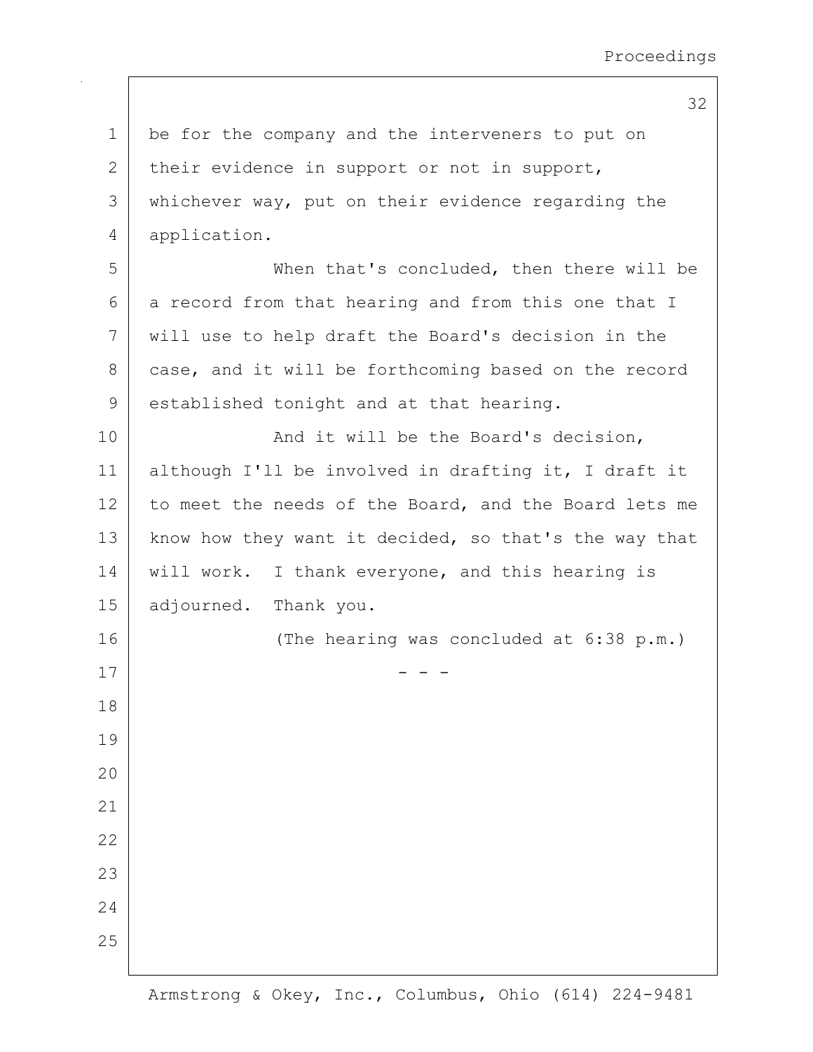be for the company and the interveners to put on their evidence in support or not in support, whichever way, put on their evidence regarding the application.

When that's concluded, then there will be a record from that hearing and from this one that I will use to help draft the Board's decision in the case, and it will be forthcoming based on the record established tonight and at that hearing.

And it will be the Board's decision, although I'll be involved in drafting it, I draft it to meet the needs of the Board, and the Board lets me know how they want it decided, so that's the way that will work. I thank everyone, and this hearing is adjourned. Thank you.

(The hearing was concluded at 6:38 p.m.)

\- - -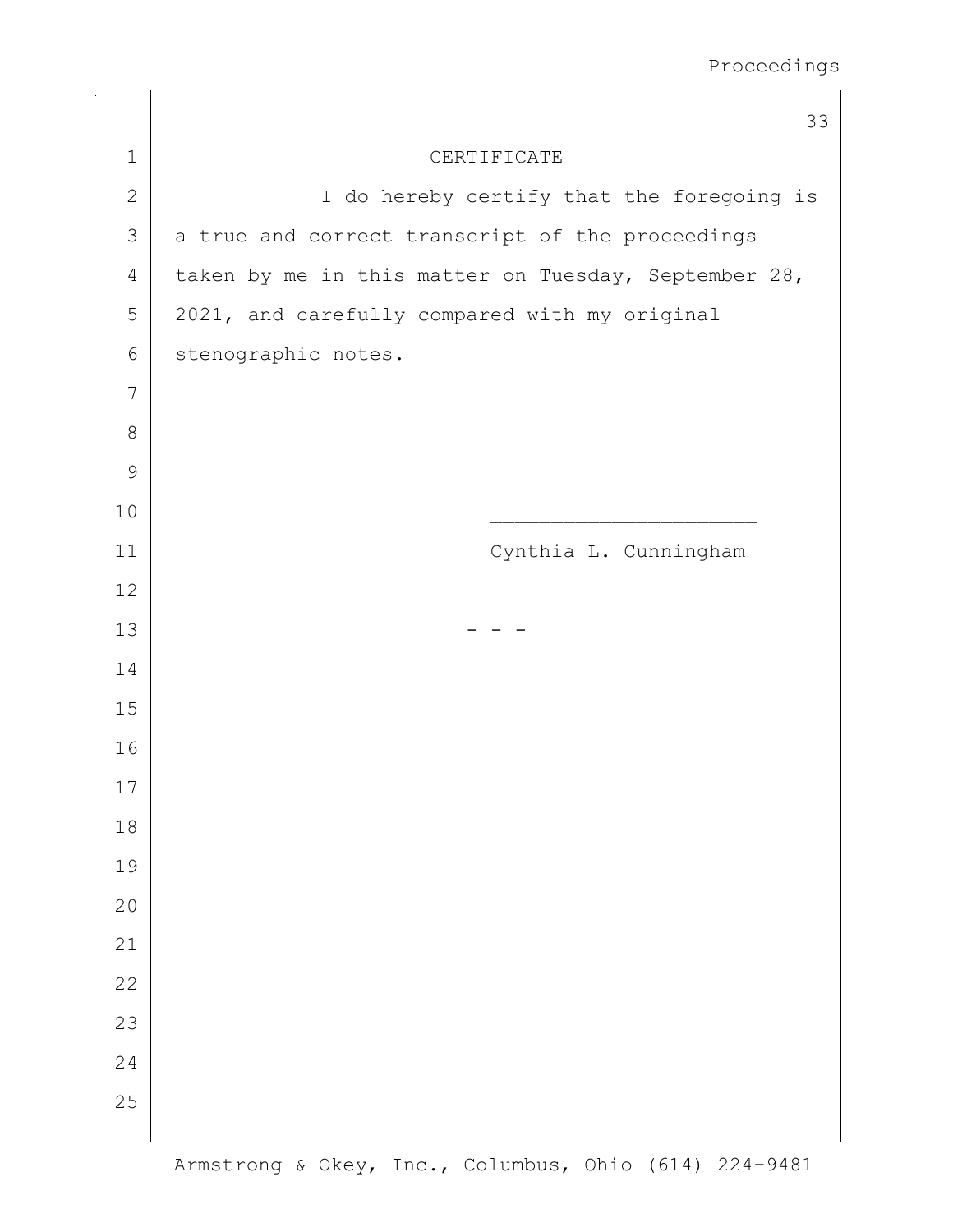# CERTIFICATE

I do hereby certify that the foregoing is a true and correct transcript of the proceedings taken by me in this matter on Tuesday, September 28, 2021, and carefully compared with my original stenographic notes.

_____________________

Cynthia L. Cunningham

\- - -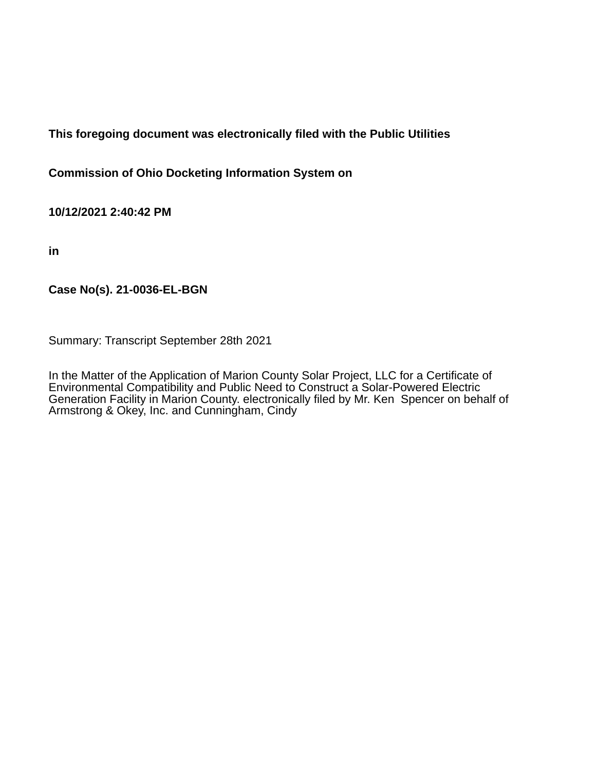**This foregoing document was electronically filed with the Public Utilities**

**Commission of Ohio Docketing Information System on**

**10/12/2021 2:40:42 PM**

**in**

**Case No(s). 21-0036-EL-BGN**

Summary: Transcript September 28th 2021

In the Matter of the Application of Marion County Solar Project, LLC for a Certificate of Environmental Compatibility and Public Need to Construct a Solar-Powered Electric Generation Facility in Marion County. electronically filed by Mr. Ken Spencer on behalf of Armstrong & Okey, Inc. and Cunningham, Cindy